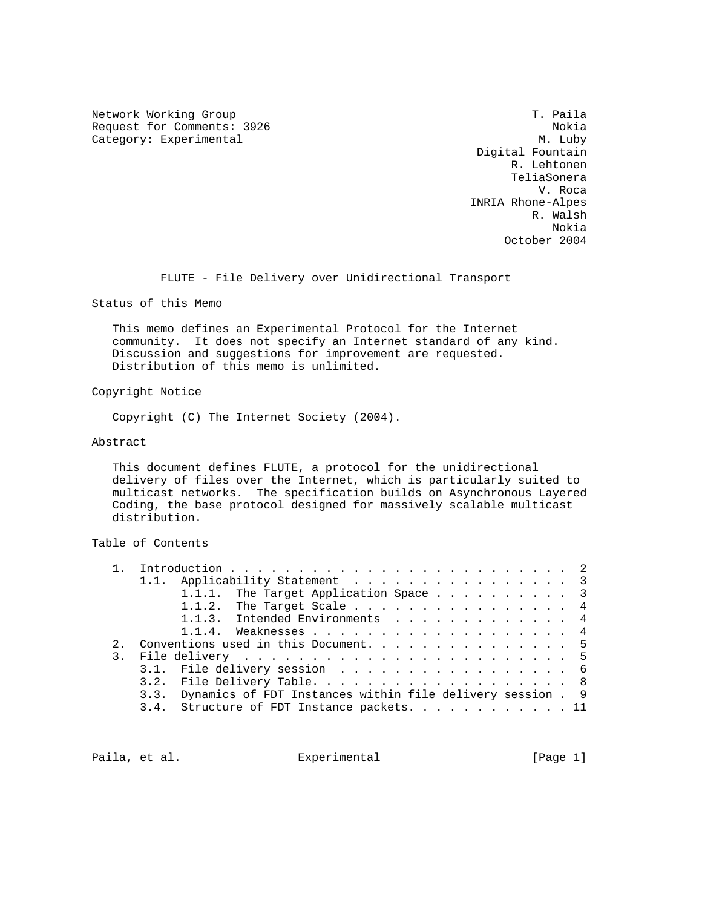Network Working Group T. Paila
Request for Comments: 3926 Nokia
Category: Experimental M. Luby
Digital Fountain
R. Lehtonen
TeliaSonera
V. Roca
INRIA Rhone-Alpes
R. Walsh
Nokia
October 2004

# FLUTE - File Delivery over Unidirectional Transport

## Status of this Memo

This memo defines an Experimental Protocol for the Internet community. It does not specify an Internet standard of any kind. Discussion and suggestions for improvement are requested. Distribution of this memo is unlimited.

## Copyright Notice

Copyright (C) The Internet Society (2004).

## Abstract

This document defines FLUTE, a protocol for the unidirectional delivery of files over the Internet, which is particularly suited to multicast networks. The specification builds on Asynchronous Layered Coding, the base protocol designed for massively scalable multicast distribution.

## Table of Contents

```
1.  Introduction . . . . . . . . . . . . . . . . . . . . . . . . .  2
    1.1.  Applicability Statement  . . . . . . . . . . . . . . . .  3
          1.1.1.  The Target Application Space . . . . . . . . . .  3
          1.1.2.  The Target Scale . . . . . . . . . . . . . . . .  4
          1.1.3.  Intended Environments  . . . . . . . . . . . . .  4
          1.1.4.  Weaknesses . . . . . . . . . . . . . . . . . . .  4
2.  Conventions used in this Document. . . . . . . . . . . . . . .  5
3.  File delivery  . . . . . . . . . . . . . . . . . . . . . . . .  5
    3.1.  File delivery session  . . . . . . . . . . . . . . . . .  6
    3.2.  File Delivery Table. . . . . . . . . . . . . . . . . . .  8
    3.3.  Dynamics of FDT Instances within file delivery session .  9
    3.4.  Structure of FDT Instance packets. . . . . . . . . . . . 11
```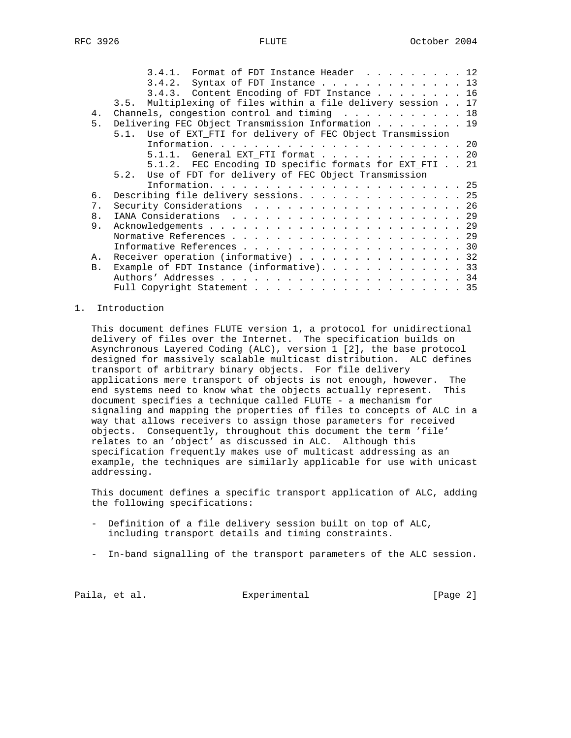3.4.1. Format of FDT Instance Header . . . . . . . . . 12
3.4.2. Syntax of FDT Instance . . . . . . . . . . . . . 13
3.4.3. Content Encoding of FDT Instance . . . . . . . . 16
3.5. Multiplexing of files within a file delivery session . . 17
4. Channels, congestion control and timing . . . . . . . . . . . 18
5. Delivering FEC Object Transmission Information . . . . . . . . 19
5.1. Use of EXT_FTI for delivery of FEC Object Transmission Information. . . . . . . . . . . . . . . . . . . . . . . 20
5.1.1. General EXT_FTI format . . . . . . . . . . . . . 20
5.1.2. FEC Encoding ID specific formats for EXT_FTI . . 21
5.2. Use of FDT for delivery of FEC Object Transmission Information. . . . . . . . . . . . . . . . . . . . . . . 25
6. Describing file delivery sessions. . . . . . . . . . . . . . . 25
7. Security Considerations . . . . . . . . . . . . . . . . . . . 26
8. IANA Considerations . . . . . . . . . . . . . . . . . . . . . 29
9. Acknowledgements . . . . . . . . . . . . . . . . . . . . . . . 29
Normative References . . . . . . . . . . . . . . . . . . . . . 29
Informative References . . . . . . . . . . . . . . . . . . . . 30
A. Receiver operation (informative) . . . . . . . . . . . . . . . 32
B. Example of FDT Instance (informative). . . . . . . . . . . . . 33
Authors' Addresses . . . . . . . . . . . . . . . . . . . . . . 34
Full Copyright Statement . . . . . . . . . . . . . . . . . . . 35

# 1. Introduction

This document defines FLUTE version 1, a protocol for unidirectional delivery of files over the Internet. The specification builds on Asynchronous Layered Coding (ALC), version 1 [2], the base protocol designed for massively scalable multicast distribution. ALC defines transport of arbitrary binary objects. For file delivery applications mere transport of objects is not enough, however. The end systems need to know what the objects actually represent. This document specifies a technique called FLUTE - a mechanism for signaling and mapping the properties of files to concepts of ALC in a way that allows receivers to assign those parameters for received objects. Consequently, throughout this document the term 'file' relates to an 'object' as discussed in ALC. Although this specification frequently makes use of multicast addressing as an example, the techniques are similarly applicable for use with unicast addressing.

This document defines a specific transport application of ALC, adding the following specifications:

- Definition of a file delivery session built on top of ALC, including transport details and timing constraints.

- In-band signalling of the transport parameters of the ALC session.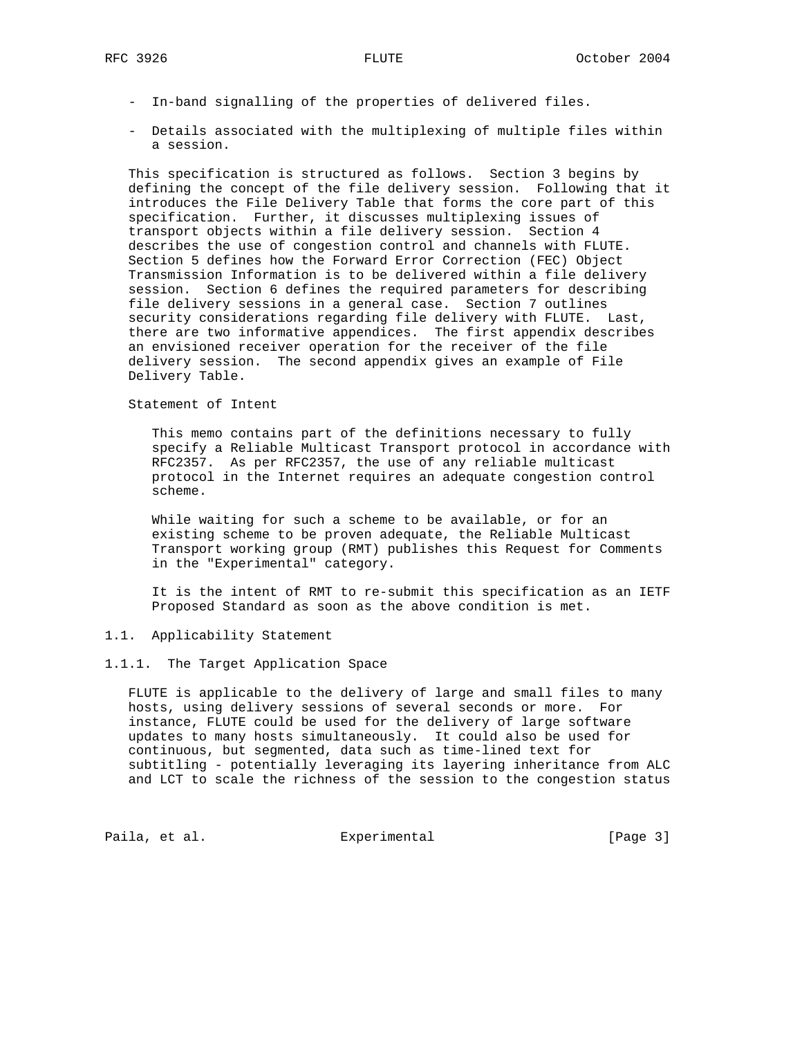- In-band signalling of the properties of delivered files.

- Details associated with the multiplexing of multiple files within a session.

This specification is structured as follows. Section 3 begins by defining the concept of the file delivery session. Following that it introduces the File Delivery Table that forms the core part of this specification. Further, it discusses multiplexing issues of transport objects within a file delivery session. Section 4 describes the use of congestion control and channels with FLUTE. Section 5 defines how the Forward Error Correction (FEC) Object Transmission Information is to be delivered within a file delivery session. Section 6 defines the required parameters for describing file delivery sessions in a general case. Section 7 outlines security considerations regarding file delivery with FLUTE. Last, there are two informative appendices. The first appendix describes an envisioned receiver operation for the receiver of the file delivery session. The second appendix gives an example of File Delivery Table.

Statement of Intent

> This memo contains part of the definitions necessary to fully specify a Reliable Multicast Transport protocol in accordance with RFC2357. As per RFC2357, the use of any reliable multicast protocol in the Internet requires an adequate congestion control scheme.
>
> While waiting for such a scheme to be available, or for an existing scheme to be proven adequate, the Reliable Multicast Transport working group (RMT) publishes this Request for Comments in the "Experimental" category.
>
> It is the intent of RMT to re-submit this specification as an IETF Proposed Standard as soon as the above condition is met.

## 1.1. Applicability Statement

### 1.1.1. The Target Application Space

FLUTE is applicable to the delivery of large and small files to many hosts, using delivery sessions of several seconds or more. For instance, FLUTE could be used for the delivery of large software updates to many hosts simultaneously. It could also be used for continuous, but segmented, data such as time-lined text for subtitling - potentially leveraging its layering inheritance from ALC and LCT to scale the richness of the session to the congestion status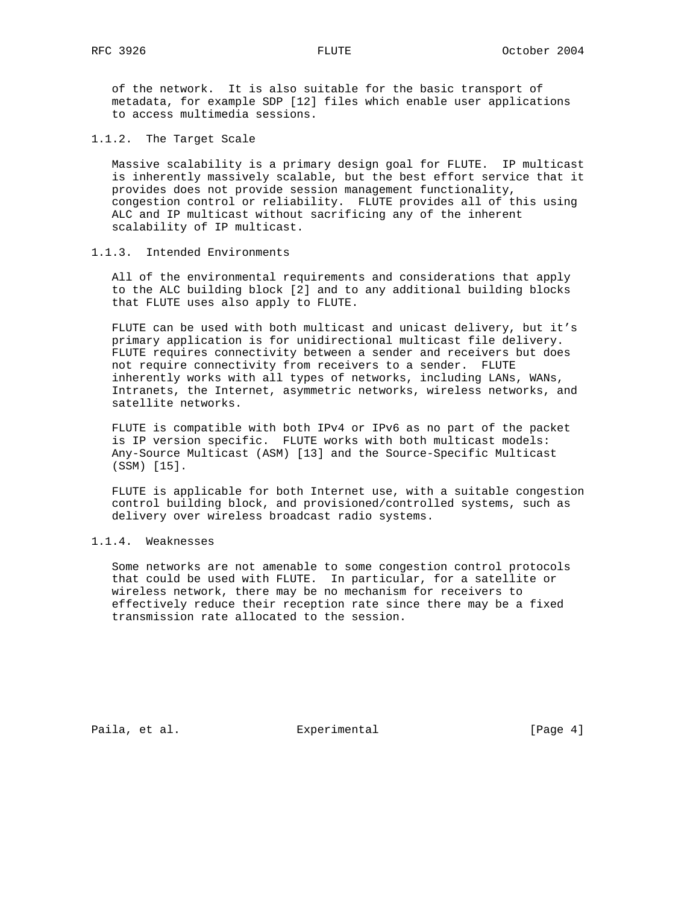of the network. It is also suitable for the basic transport of metadata, for example SDP [12] files which enable user applications to access multimedia sessions.

### 1.1.2. The Target Scale

Massive scalability is a primary design goal for FLUTE. IP multicast is inherently massively scalable, but the best effort service that it provides does not provide session management functionality, congestion control or reliability. FLUTE provides all of this using ALC and IP multicast without sacrificing any of the inherent scalability of IP multicast.

### 1.1.3. Intended Environments

All of the environmental requirements and considerations that apply to the ALC building block [2] and to any additional building blocks that FLUTE uses also apply to FLUTE.

FLUTE can be used with both multicast and unicast delivery, but it's primary application is for unidirectional multicast file delivery. FLUTE requires connectivity between a sender and receivers but does not require connectivity from receivers to a sender. FLUTE inherently works with all types of networks, including LANs, WANs, Intranets, the Internet, asymmetric networks, wireless networks, and satellite networks.

FLUTE is compatible with both IPv4 or IPv6 as no part of the packet is IP version specific. FLUTE works with both multicast models: Any-Source Multicast (ASM) [13] and the Source-Specific Multicast (SSM) [15].

FLUTE is applicable for both Internet use, with a suitable congestion control building block, and provisioned/controlled systems, such as delivery over wireless broadcast radio systems.

### 1.1.4. Weaknesses

Some networks are not amenable to some congestion control protocols that could be used with FLUTE. In particular, for a satellite or wireless network, there may be no mechanism for receivers to effectively reduce their reception rate since there may be a fixed transmission rate allocated to the session.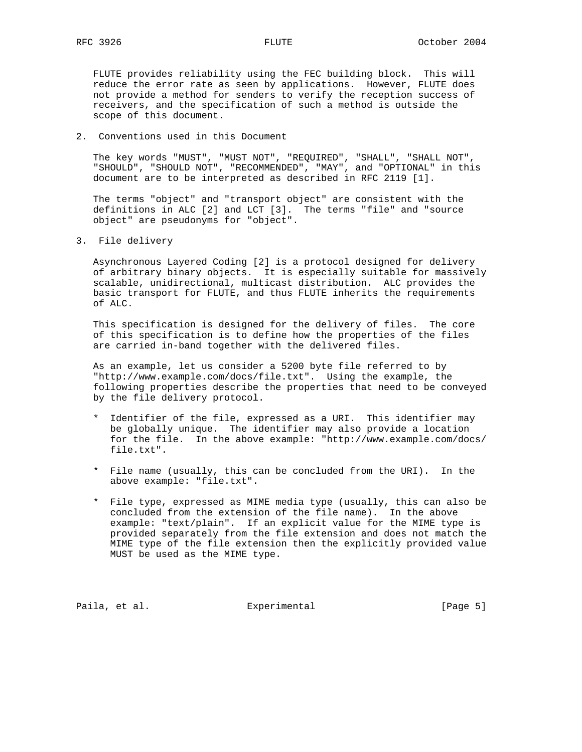FLUTE provides reliability using the FEC building block. This will reduce the error rate as seen by applications. However, FLUTE does not provide a method for senders to verify the reception success of receivers, and the specification of such a method is outside the scope of this document.

## 2. Conventions used in this Document

The key words "MUST", "MUST NOT", "REQUIRED", "SHALL", "SHALL NOT", "SHOULD", "SHOULD NOT", "RECOMMENDED", "MAY", and "OPTIONAL" in this document are to be interpreted as described in RFC 2119 [1].

The terms "object" and "transport object" are consistent with the definitions in ALC [2] and LCT [3]. The terms "file" and "source object" are pseudonyms for "object".

## 3. File delivery

Asynchronous Layered Coding [2] is a protocol designed for delivery of arbitrary binary objects. It is especially suitable for massively scalable, unidirectional, multicast distribution. ALC provides the basic transport for FLUTE, and thus FLUTE inherits the requirements of ALC.

This specification is designed for the delivery of files. The core of this specification is to define how the properties of the files are carried in-band together with the delivered files.

As an example, let us consider a 5200 byte file referred to by "http://www.example.com/docs/file.txt". Using the example, the following properties describe the properties that need to be conveyed by the file delivery protocol.

* Identifier of the file, expressed as a URI. This identifier may be globally unique. The identifier may also provide a location for the file. In the above example: "http://www.example.com/docs/file.txt".

* File name (usually, this can be concluded from the URI). In the above example: "file.txt".

* File type, expressed as MIME media type (usually, this can also be concluded from the extension of the file name). In the above example: "text/plain". If an explicit value for the MIME type is provided separately from the file extension and does not match the MIME type of the file extension then the explicitly provided value MUST be used as the MIME type.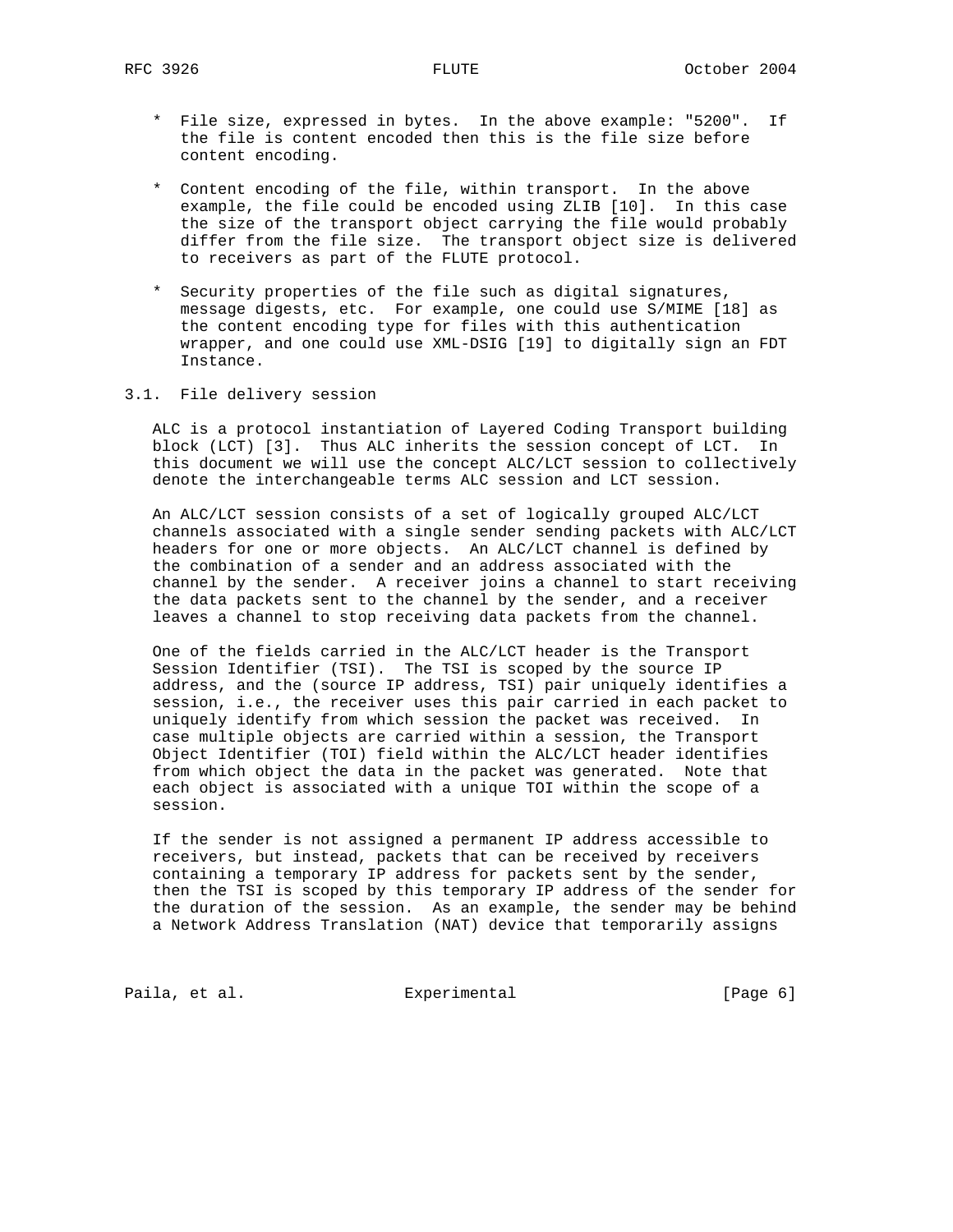* File size, expressed in bytes. In the above example: "5200". If the file is content encoded then this is the file size before content encoding.

* Content encoding of the file, within transport. In the above example, the file could be encoded using ZLIB [10]. In this case the size of the transport object carrying the file would probably differ from the file size. The transport object size is delivered to receivers as part of the FLUTE protocol.

* Security properties of the file such as digital signatures, message digests, etc. For example, one could use S/MIME [18] as the content encoding type for files with this authentication wrapper, and one could use XML-DSIG [19] to digitally sign an FDT Instance.

## 3.1. File delivery session

ALC is a protocol instantiation of Layered Coding Transport building block (LCT) [3]. Thus ALC inherits the session concept of LCT. In this document we will use the concept ALC/LCT session to collectively denote the interchangeable terms ALC session and LCT session.

An ALC/LCT session consists of a set of logically grouped ALC/LCT channels associated with a single sender sending packets with ALC/LCT headers for one or more objects. An ALC/LCT channel is defined by the combination of a sender and an address associated with the channel by the sender. A receiver joins a channel to start receiving the data packets sent to the channel by the sender, and a receiver leaves a channel to stop receiving data packets from the channel.

One of the fields carried in the ALC/LCT header is the Transport Session Identifier (TSI). The TSI is scoped by the source IP address, and the (source IP address, TSI) pair uniquely identifies a session, i.e., the receiver uses this pair carried in each packet to uniquely identify from which session the packet was received. In case multiple objects are carried within a session, the Transport Object Identifier (TOI) field within the ALC/LCT header identifies from which object the data in the packet was generated. Note that each object is associated with a unique TOI within the scope of a session.

If the sender is not assigned a permanent IP address accessible to receivers, but instead, packets that can be received by receivers containing a temporary IP address for packets sent by the sender, then the TSI is scoped by this temporary IP address of the sender for the duration of the session. As an example, the sender may be behind a Network Address Translation (NAT) device that temporarily assigns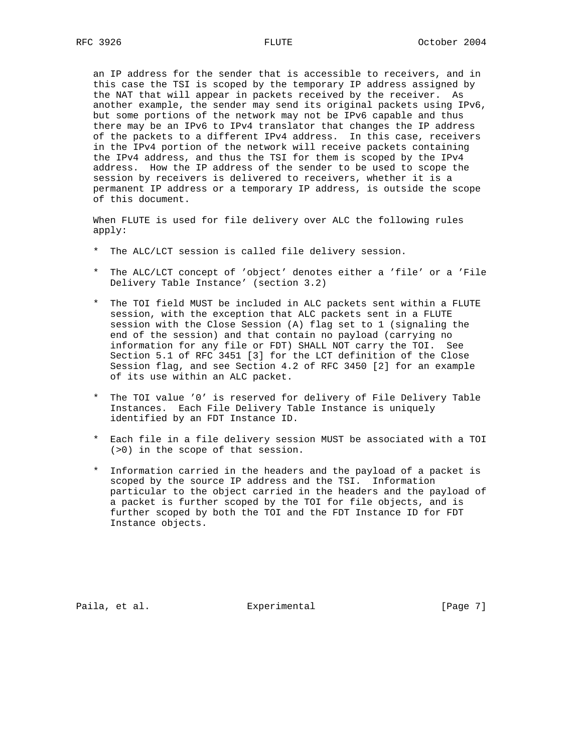an IP address for the sender that is accessible to receivers, and in this case the TSI is scoped by the temporary IP address assigned by the NAT that will appear in packets received by the receiver. As another example, the sender may send its original packets using IPv6, but some portions of the network may not be IPv6 capable and thus there may be an IPv6 to IPv4 translator that changes the IP address of the packets to a different IPv4 address. In this case, receivers in the IPv4 portion of the network will receive packets containing the IPv4 address, and thus the TSI for them is scoped by the IPv4 address. How the IP address of the sender to be used to scope the session by receivers is delivered to receivers, whether it is a permanent IP address or a temporary IP address, is outside the scope of this document.

When FLUTE is used for file delivery over ALC the following rules apply:

* The ALC/LCT session is called file delivery session.

* The ALC/LCT concept of 'object' denotes either a 'file' or a 'File Delivery Table Instance' (section 3.2)

* The TOI field MUST be included in ALC packets sent within a FLUTE session, with the exception that ALC packets sent in a FLUTE session with the Close Session (A) flag set to 1 (signaling the end of the session) and that contain no payload (carrying no information for any file or FDT) SHALL NOT carry the TOI. See Section 5.1 of RFC 3451 [3] for the LCT definition of the Close Session flag, and see Section 4.2 of RFC 3450 [2] for an example of its use within an ALC packet.

* The TOI value '0' is reserved for delivery of File Delivery Table Instances. Each File Delivery Table Instance is uniquely identified by an FDT Instance ID.

* Each file in a file delivery session MUST be associated with a TOI (>0) in the scope of that session.

* Information carried in the headers and the payload of a packet is scoped by the source IP address and the TSI. Information particular to the object carried in the headers and the payload of a packet is further scoped by the TOI for file objects, and is further scoped by both the TOI and the FDT Instance ID for FDT Instance objects.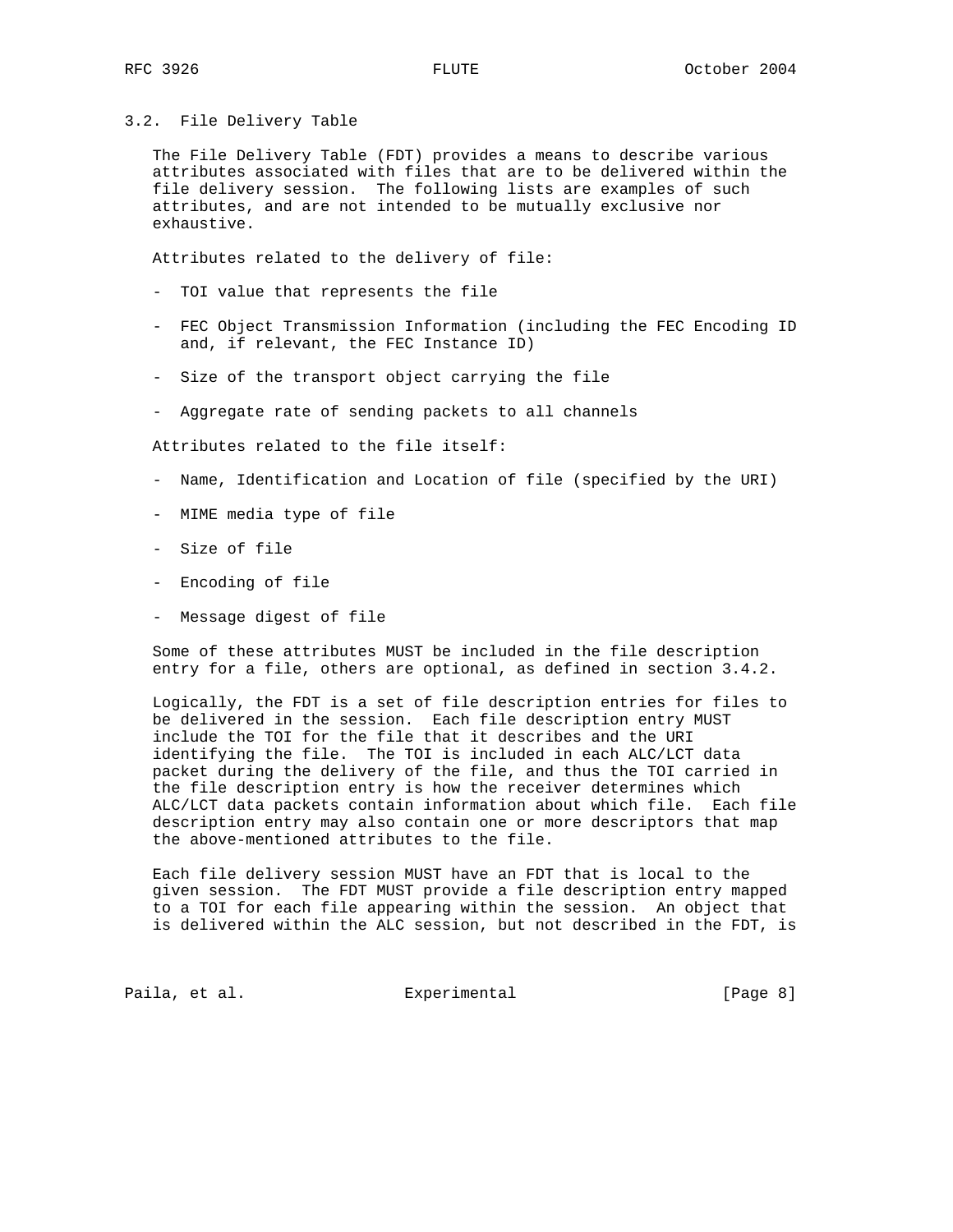## 3.2. File Delivery Table

The File Delivery Table (FDT) provides a means to describe various attributes associated with files that are to be delivered within the file delivery session. The following lists are examples of such attributes, and are not intended to be mutually exclusive nor exhaustive.

Attributes related to the delivery of file:

- TOI value that represents the file
- FEC Object Transmission Information (including the FEC Encoding ID and, if relevant, the FEC Instance ID)
- Size of the transport object carrying the file
- Aggregate rate of sending packets to all channels

Attributes related to the file itself:

- Name, Identification and Location of file (specified by the URI)
- MIME media type of file
- Size of file
- Encoding of file
- Message digest of file

Some of these attributes MUST be included in the file description entry for a file, others are optional, as defined in section 3.4.2.

Logically, the FDT is a set of file description entries for files to be delivered in the session. Each file description entry MUST include the TOI for the file that it describes and the URI identifying the file. The TOI is included in each ALC/LCT data packet during the delivery of the file, and thus the TOI carried in the file description entry is how the receiver determines which ALC/LCT data packets contain information about which file. Each file description entry may also contain one or more descriptors that map the above-mentioned attributes to the file.

Each file delivery session MUST have an FDT that is local to the given session. The FDT MUST provide a file description entry mapped to a TOI for each file appearing within the session. An object that is delivered within the ALC session, but not described in the FDT, is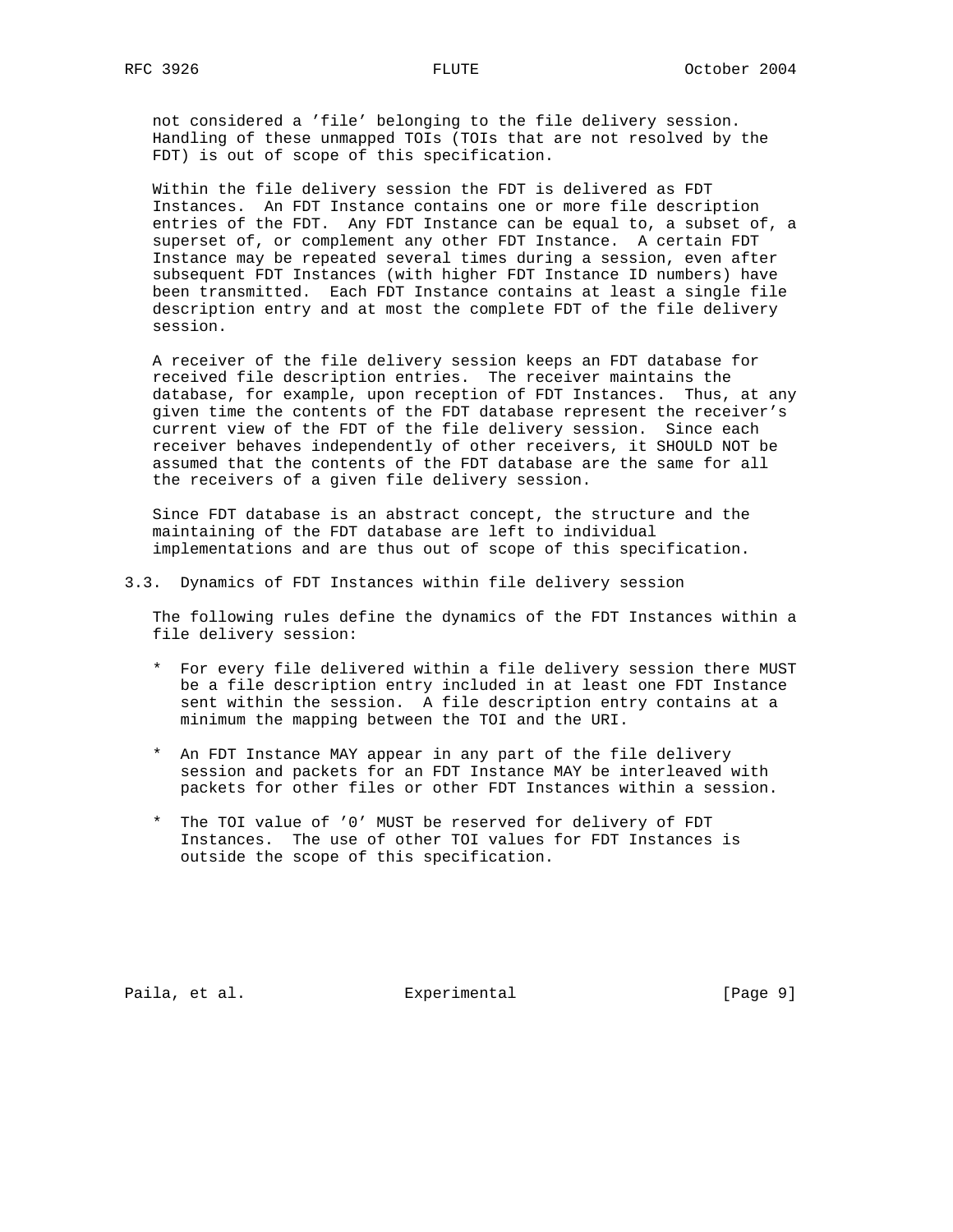not considered a 'file' belonging to the file delivery session. Handling of these unmapped TOIs (TOIs that are not resolved by the FDT) is out of scope of this specification.

Within the file delivery session the FDT is delivered as FDT Instances. An FDT Instance contains one or more file description entries of the FDT. Any FDT Instance can be equal to, a subset of, a superset of, or complement any other FDT Instance. A certain FDT Instance may be repeated several times during a session, even after subsequent FDT Instances (with higher FDT Instance ID numbers) have been transmitted. Each FDT Instance contains at least a single file description entry and at most the complete FDT of the file delivery session.

A receiver of the file delivery session keeps an FDT database for received file description entries. The receiver maintains the database, for example, upon reception of FDT Instances. Thus, at any given time the contents of the FDT database represent the receiver's current view of the FDT of the file delivery session. Since each receiver behaves independently of other receivers, it SHOULD NOT be assumed that the contents of the FDT database are the same for all the receivers of a given file delivery session.

Since FDT database is an abstract concept, the structure and the maintaining of the FDT database are left to individual implementations and are thus out of scope of this specification.

## 3.3. Dynamics of FDT Instances within file delivery session

The following rules define the dynamics of the FDT Instances within a file delivery session:

* For every file delivered within a file delivery session there MUST be a file description entry included in at least one FDT Instance sent within the session. A file description entry contains at a minimum the mapping between the TOI and the URI.

* An FDT Instance MAY appear in any part of the file delivery session and packets for an FDT Instance MAY be interleaved with packets for other files or other FDT Instances within a session.

* The TOI value of '0' MUST be reserved for delivery of FDT Instances. The use of other TOI values for FDT Instances is outside the scope of this specification.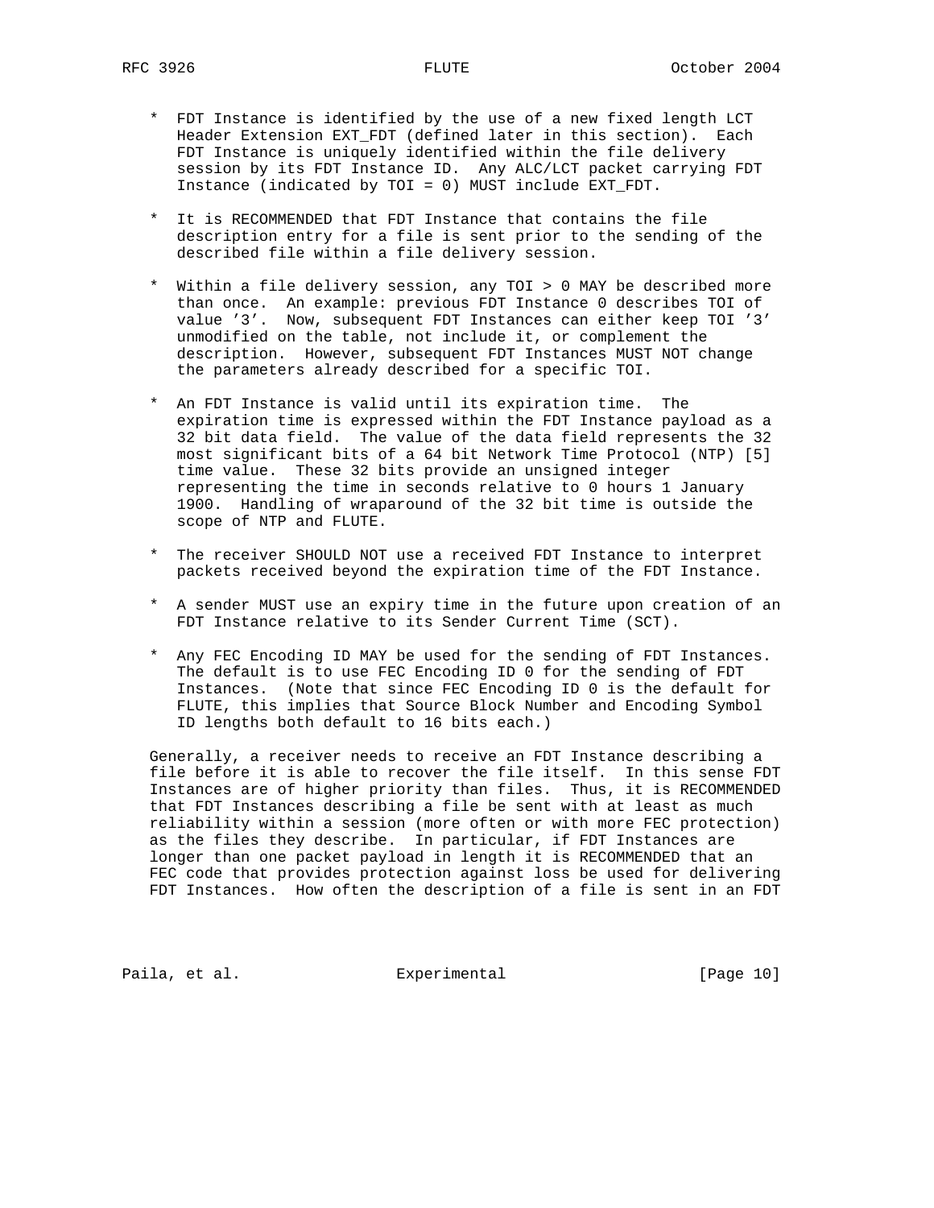* FDT Instance is identified by the use of a new fixed length LCT Header Extension EXT_FDT (defined later in this section). Each FDT Instance is uniquely identified within the file delivery session by its FDT Instance ID. Any ALC/LCT packet carrying FDT Instance (indicated by TOI = 0) MUST include EXT_FDT.

* It is RECOMMENDED that FDT Instance that contains the file description entry for a file is sent prior to the sending of the described file within a file delivery session.

* Within a file delivery session, any TOI > 0 MAY be described more than once. An example: previous FDT Instance 0 describes TOI of value '3'. Now, subsequent FDT Instances can either keep TOI '3' unmodified on the table, not include it, or complement the description. However, subsequent FDT Instances MUST NOT change the parameters already described for a specific TOI.

* An FDT Instance is valid until its expiration time. The expiration time is expressed within the FDT Instance payload as a 32 bit data field. The value of the data field represents the 32 most significant bits of a 64 bit Network Time Protocol (NTP) [5] time value. These 32 bits provide an unsigned integer representing the time in seconds relative to 0 hours 1 January 1900. Handling of wraparound of the 32 bit time is outside the scope of NTP and FLUTE.

* The receiver SHOULD NOT use a received FDT Instance to interpret packets received beyond the expiration time of the FDT Instance.

* A sender MUST use an expiry time in the future upon creation of an FDT Instance relative to its Sender Current Time (SCT).

* Any FEC Encoding ID MAY be used for the sending of FDT Instances. The default is to use FEC Encoding ID 0 for the sending of FDT Instances. (Note that since FEC Encoding ID 0 is the default for FLUTE, this implies that Source Block Number and Encoding Symbol ID lengths both default to 16 bits each.)

Generally, a receiver needs to receive an FDT Instance describing a file before it is able to recover the file itself. In this sense FDT Instances are of higher priority than files. Thus, it is RECOMMENDED that FDT Instances describing a file be sent with at least as much reliability within a session (more often or with more FEC protection) as the files they describe. In particular, if FDT Instances are longer than one packet payload in length it is RECOMMENDED that an FEC code that provides protection against loss be used for delivering FDT Instances. How often the description of a file is sent in an FDT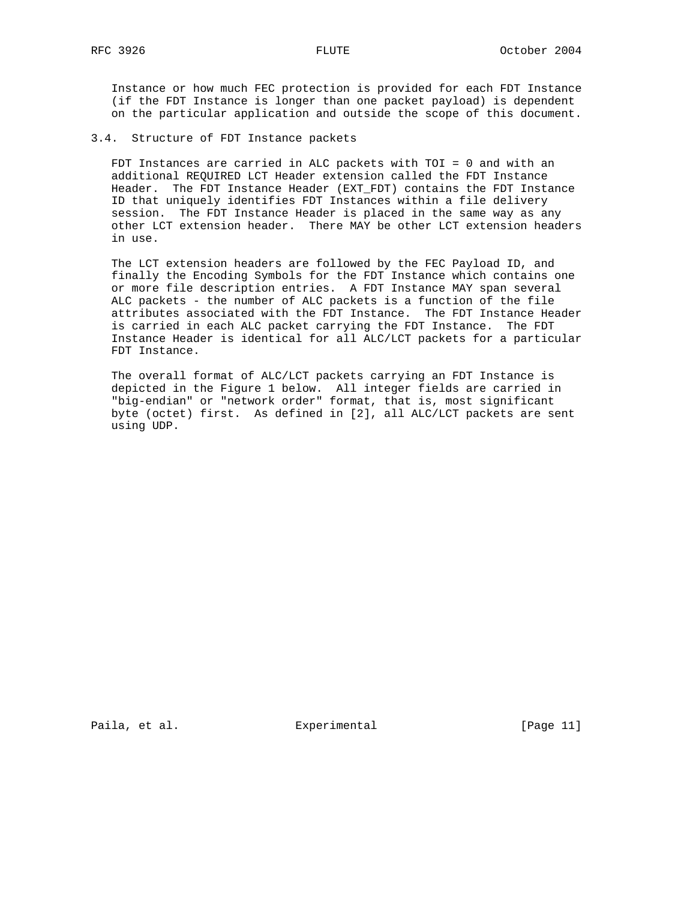Instance or how much FEC protection is provided for each FDT Instance (if the FDT Instance is longer than one packet payload) is dependent on the particular application and outside the scope of this document.

### 3.4. Structure of FDT Instance packets

FDT Instances are carried in ALC packets with TOI = 0 and with an additional REQUIRED LCT Header extension called the FDT Instance Header. The FDT Instance Header (EXT_FDT) contains the FDT Instance ID that uniquely identifies FDT Instances within a file delivery session. The FDT Instance Header is placed in the same way as any other LCT extension header. There MAY be other LCT extension headers in use.

The LCT extension headers are followed by the FEC Payload ID, and finally the Encoding Symbols for the FDT Instance which contains one or more file description entries. A FDT Instance MAY span several ALC packets - the number of ALC packets is a function of the file attributes associated with the FDT Instance. The FDT Instance Header is carried in each ALC packet carrying the FDT Instance. The FDT Instance Header is identical for all ALC/LCT packets for a particular FDT Instance.

The overall format of ALC/LCT packets carrying an FDT Instance is depicted in the Figure 1 below. All integer fields are carried in "big-endian" or "network order" format, that is, most significant byte (octet) first. As defined in [2], all ALC/LCT packets are sent using UDP.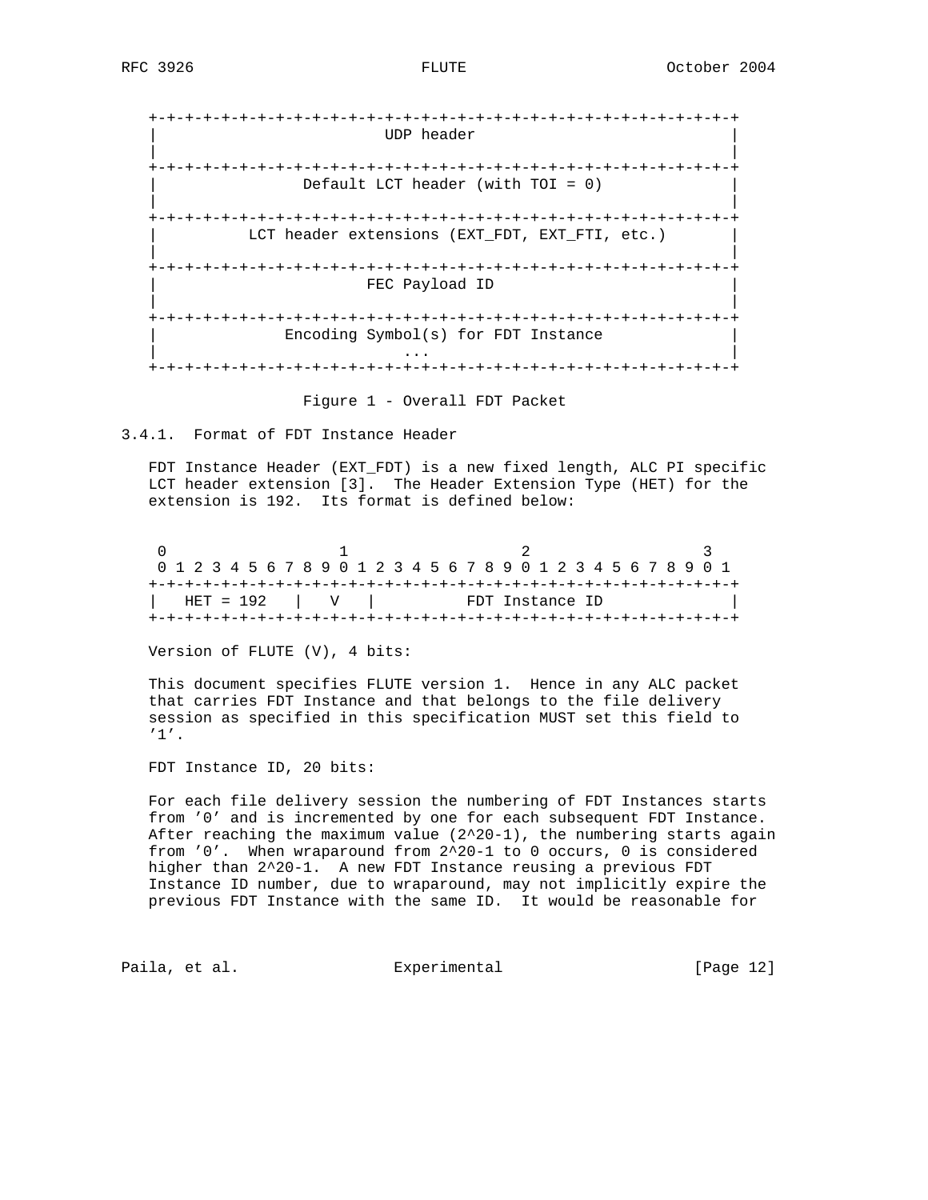```
+-+-+-+-+-+-+-+-+-+-+-+-+-+-+-+-+-+-+-+-+-+-+-+-+-+-+-+-+-+-+-+-+
|                         UDP header                              |
|                                                                 |
+-+-+-+-+-+-+-+-+-+-+-+-+-+-+-+-+-+-+-+-+-+-+-+-+-+-+-+-+-+-+-+-+
|               Default LCT header (with TOI = 0)                 |
|                                                                 |
+-+-+-+-+-+-+-+-+-+-+-+-+-+-+-+-+-+-+-+-+-+-+-+-+-+-+-+-+-+-+-+-+
|          LCT header extensions (EXT_FDT, EXT_FTI, etc.)        |
|                                                                 |
+-+-+-+-+-+-+-+-+-+-+-+-+-+-+-+-+-+-+-+-+-+-+-+-+-+-+-+-+-+-+-+-+
|                       FEC Payload ID                            |
|                                                                 |
+-+-+-+-+-+-+-+-+-+-+-+-+-+-+-+-+-+-+-+-+-+-+-+-+-+-+-+-+-+-+-+-+
|              Encoding Symbol(s) for FDT Instance                |
|                              ...                                |
+-+-+-+-+-+-+-+-+-+-+-+-+-+-+-+-+-+-+-+-+-+-+-+-+-+-+-+-+-+-+-+-+
```

Figure 1 - Overall FDT Packet

### 3.4.1. Format of FDT Instance Header

FDT Instance Header (EXT_FDT) is a new fixed length, ALC PI specific LCT header extension [3]. The Header Extension Type (HET) for the extension is 192. Its format is defined below:

```
 0                   1                   2                   3
 0 1 2 3 4 5 6 7 8 9 0 1 2 3 4 5 6 7 8 9 0 1 2 3 4 5 6 7 8 9 0 1
+-+-+-+-+-+-+-+-+-+-+-+-+-+-+-+-+-+-+-+-+-+-+-+-+-+-+-+-+-+-+-+-+
|   HET = 192   |   V   |          FDT Instance ID              |
+-+-+-+-+-+-+-+-+-+-+-+-+-+-+-+-+-+-+-+-+-+-+-+-+-+-+-+-+-+-+-+-+
```

Version of FLUTE (V), 4 bits:

This document specifies FLUTE version 1. Hence in any ALC packet that carries FDT Instance and that belongs to the file delivery session as specified in this specification MUST set this field to '1'.

FDT Instance ID, 20 bits:

For each file delivery session the numbering of FDT Instances starts from '0' and is incremented by one for each subsequent FDT Instance. After reaching the maximum value (2^20-1), the numbering starts again from '0'. When wraparound from 2^20-1 to 0 occurs, 0 is considered higher than 2^20-1. A new FDT Instance reusing a previous FDT Instance ID number, due to wraparound, may not implicitly expire the previous FDT Instance with the same ID. It would be reasonable for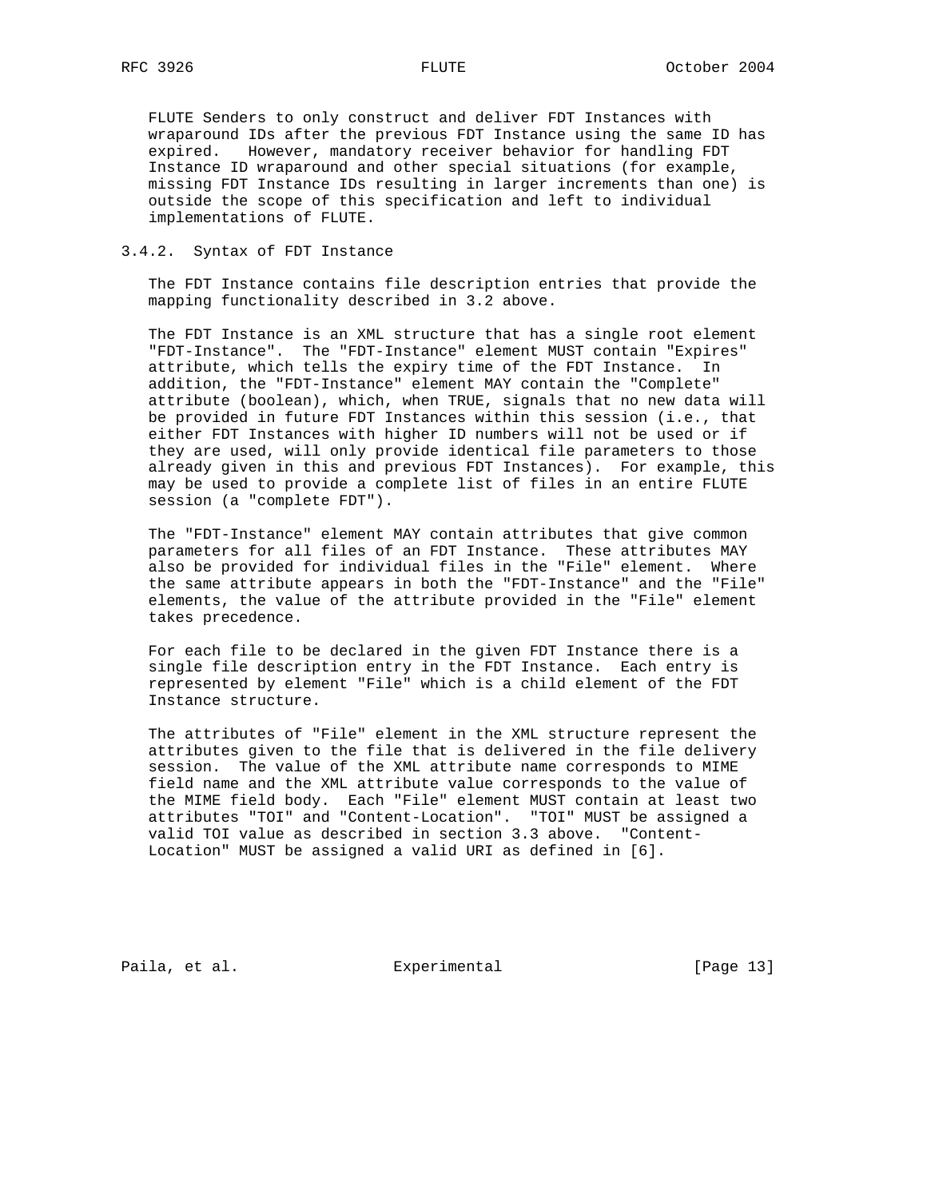FLUTE Senders to only construct and deliver FDT Instances with wraparound IDs after the previous FDT Instance using the same ID has expired. However, mandatory receiver behavior for handling FDT Instance ID wraparound and other special situations (for example, missing FDT Instance IDs resulting in larger increments than one) is outside the scope of this specification and left to individual implementations of FLUTE.

### 3.4.2. Syntax of FDT Instance

The FDT Instance contains file description entries that provide the mapping functionality described in 3.2 above.

The FDT Instance is an XML structure that has a single root element "FDT-Instance". The "FDT-Instance" element MUST contain "Expires" attribute, which tells the expiry time of the FDT Instance. In addition, the "FDT-Instance" element MAY contain the "Complete" attribute (boolean), which, when TRUE, signals that no new data will be provided in future FDT Instances within this session (i.e., that either FDT Instances with higher ID numbers will not be used or if they are used, will only provide identical file parameters to those already given in this and previous FDT Instances). For example, this may be used to provide a complete list of files in an entire FLUTE session (a "complete FDT").

The "FDT-Instance" element MAY contain attributes that give common parameters for all files of an FDT Instance. These attributes MAY also be provided for individual files in the "File" element. Where the same attribute appears in both the "FDT-Instance" and the "File" elements, the value of the attribute provided in the "File" element takes precedence.

For each file to be declared in the given FDT Instance there is a single file description entry in the FDT Instance. Each entry is represented by element "File" which is a child element of the FDT Instance structure.

The attributes of "File" element in the XML structure represent the attributes given to the file that is delivered in the file delivery session. The value of the XML attribute name corresponds to MIME field name and the XML attribute value corresponds to the value of the MIME field body. Each "File" element MUST contain at least two attributes "TOI" and "Content-Location". "TOI" MUST be assigned a valid TOI value as described in section 3.3 above. "Content-Location" MUST be assigned a valid URI as defined in [6].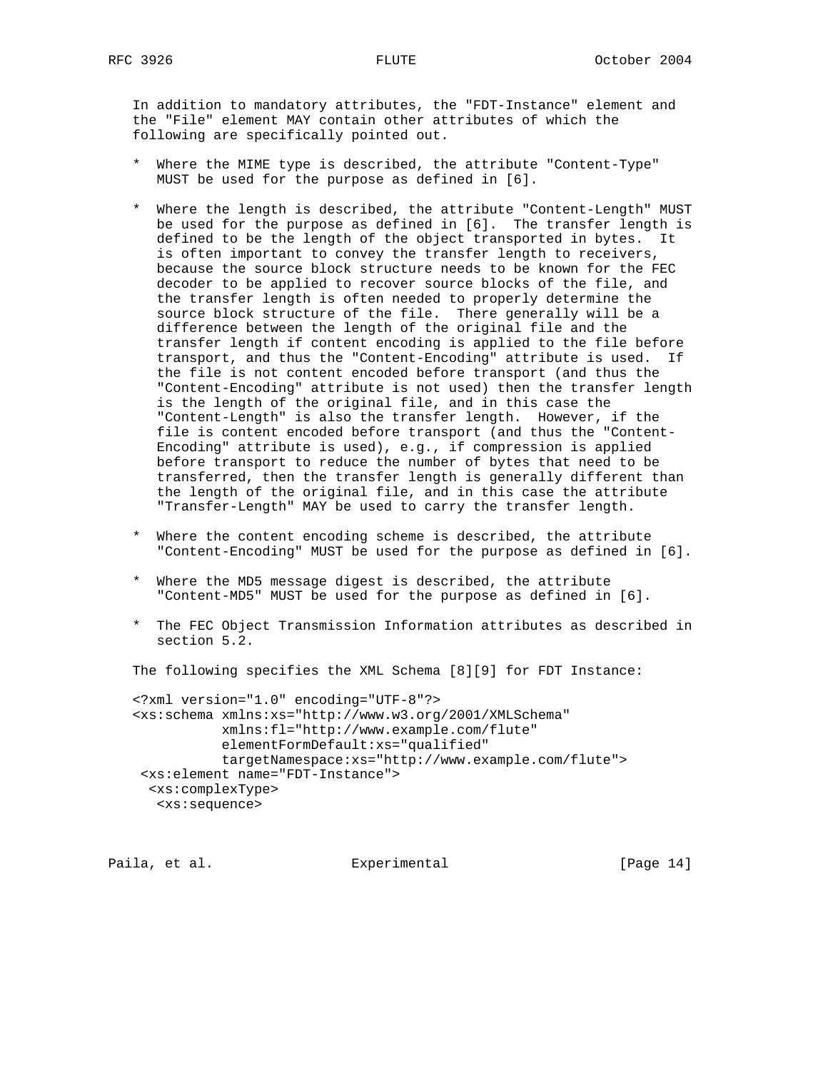In addition to mandatory attributes, the "FDT-Instance" element and the "File" element MAY contain other attributes of which the following are specifically pointed out.

* Where the MIME type is described, the attribute "Content-Type" MUST be used for the purpose as defined in [6].

* Where the length is described, the attribute "Content-Length" MUST be used for the purpose as defined in [6]. The transfer length is defined to be the length of the object transported in bytes. It is often important to convey the transfer length to receivers, because the source block structure needs to be known for the FEC decoder to be applied to recover source blocks of the file, and the transfer length is often needed to properly determine the source block structure of the file. There generally will be a difference between the length of the original file and the transfer length if content encoding is applied to the file before transport, and thus the "Content-Encoding" attribute is used. If the file is not content encoded before transport (and thus the "Content-Encoding" attribute is not used) then the transfer length is the length of the original file, and in this case the "Content-Length" is also the transfer length. However, if the file is content encoded before transport (and thus the "Content-Encoding" attribute is used), e.g., if compression is applied before transport to reduce the number of bytes that need to be transferred, then the transfer length is generally different than the length of the original file, and in this case the attribute "Transfer-Length" MAY be used to carry the transfer length.

* Where the content encoding scheme is described, the attribute "Content-Encoding" MUST be used for the purpose as defined in [6].

* Where the MD5 message digest is described, the attribute "Content-MD5" MUST be used for the purpose as defined in [6].

* The FEC Object Transmission Information attributes as described in section 5.2.

The following specifies the XML Schema [8][9] for FDT Instance:

```
<?xml version="1.0" encoding="UTF-8"?>
<xs:schema xmlns:xs="http://www.w3.org/2001/XMLSchema"
           xmlns:fl="http://www.example.com/flute"
           elementFormDefault:xs="qualified"
           targetNamespace:xs="http://www.example.com/flute">
 <xs:element name="FDT-Instance">
  <xs:complexType>
   <xs:sequence>
```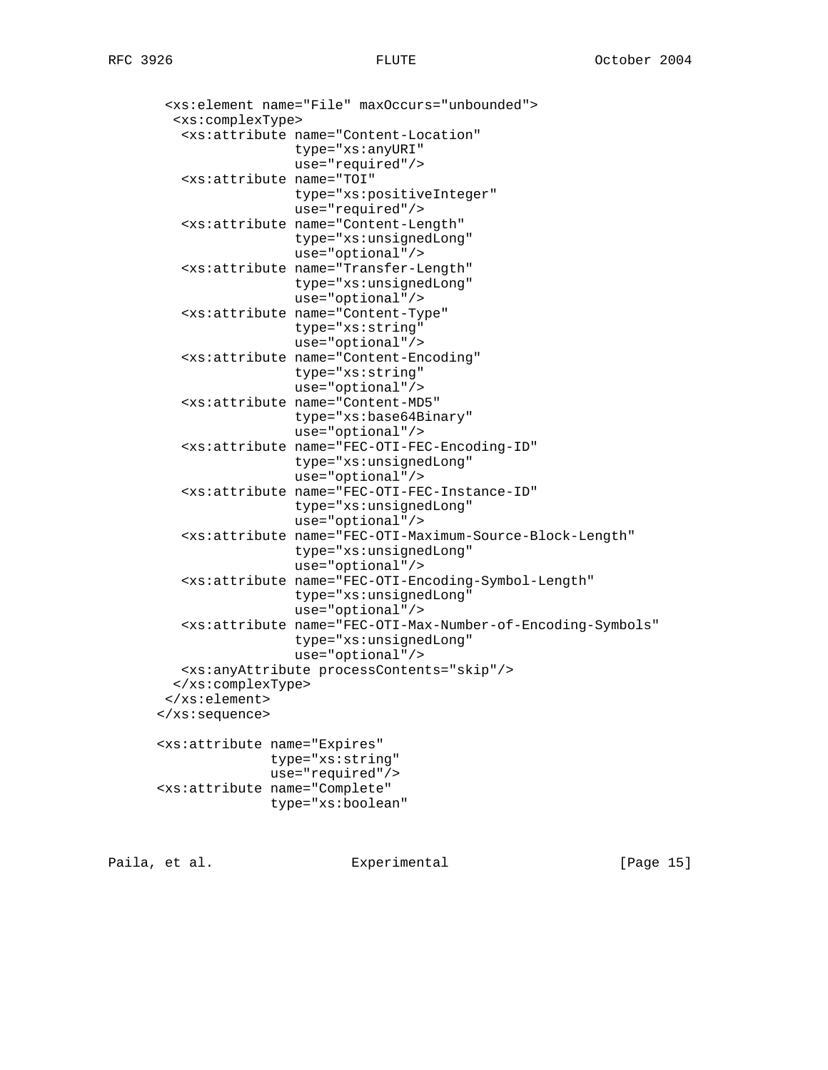```
       <xs:element name="File" maxOccurs="unbounded">
        <xs:complexType>
         <xs:attribute name="Content-Location"
                       type="xs:anyURI"
                       use="required"/>
         <xs:attribute name="TOI"
                       type="xs:positiveInteger"
                       use="required"/>
         <xs:attribute name="Content-Length"
                       type="xs:unsignedLong"
                       use="optional"/>
         <xs:attribute name="Transfer-Length"
                       type="xs:unsignedLong"
                       use="optional"/>
         <xs:attribute name="Content-Type"
                       type="xs:string"
                       use="optional"/>
         <xs:attribute name="Content-Encoding"
                       type="xs:string"
                       use="optional"/>
         <xs:attribute name="Content-MD5"
                       type="xs:base64Binary"
                       use="optional"/>
         <xs:attribute name="FEC-OTI-FEC-Encoding-ID"
                       type="xs:unsignedLong"
                       use="optional"/>
         <xs:attribute name="FEC-OTI-FEC-Instance-ID"
                       type="xs:unsignedLong"
                       use="optional"/>
         <xs:attribute name="FEC-OTI-Maximum-Source-Block-Length"
                       type="xs:unsignedLong"
                       use="optional"/>
         <xs:attribute name="FEC-OTI-Encoding-Symbol-Length"
                       type="xs:unsignedLong"
                       use="optional"/>
         <xs:attribute name="FEC-OTI-Max-Number-of-Encoding-Symbols"
                       type="xs:unsignedLong"
                       use="optional"/>
         <xs:anyAttribute processContents="skip"/>
        </xs:complexType>
       </xs:element>
      </xs:sequence>

      <xs:attribute name="Expires"
                    type="xs:string"
                    use="required"/>
      <xs:attribute name="Complete"
                    type="xs:boolean"
```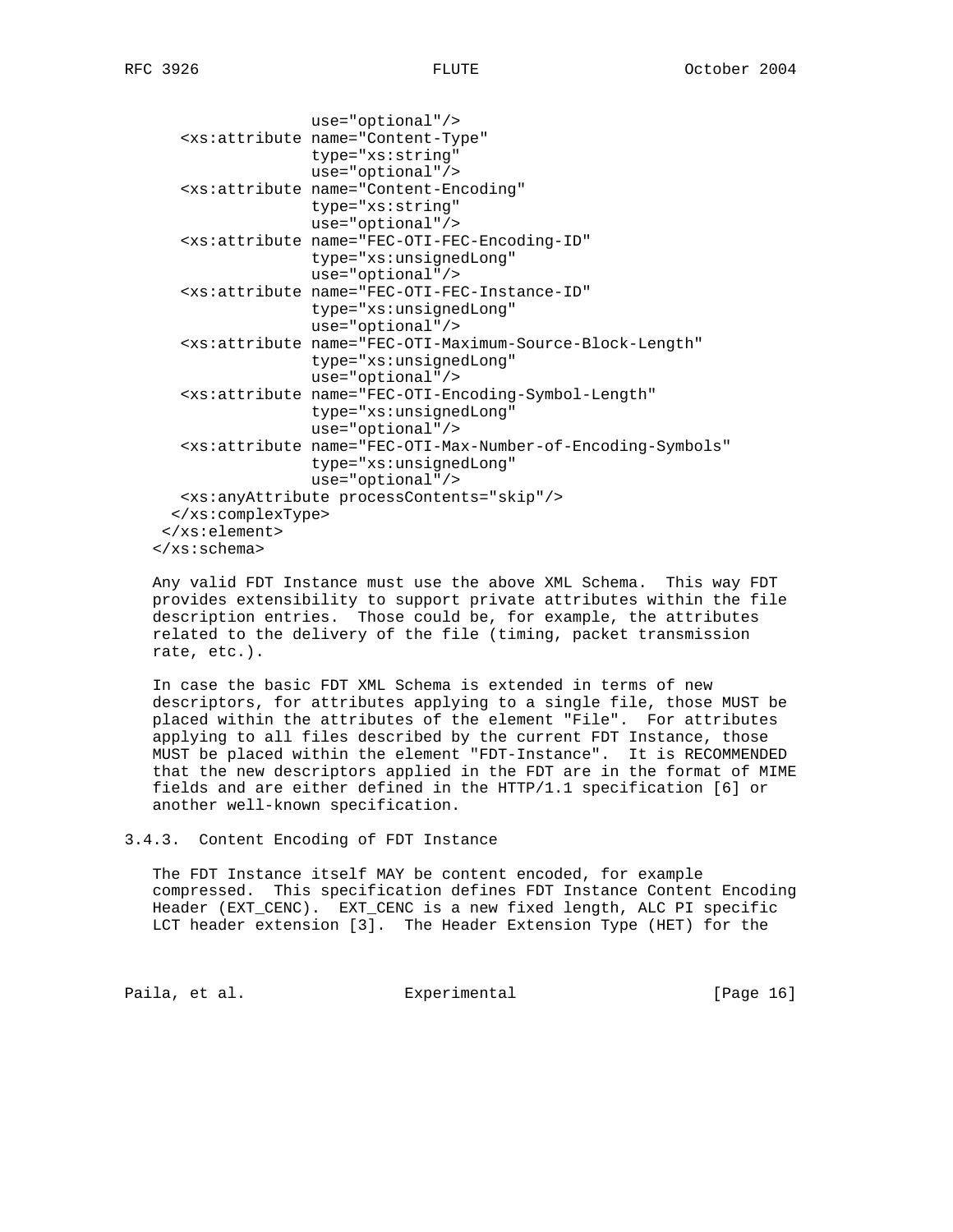```
                 use="optional"/>
    <xs:attribute name="Content-Type"
                  type="xs:string"
                  use="optional"/>
    <xs:attribute name="Content-Encoding"
                  type="xs:string"
                  use="optional"/>
    <xs:attribute name="FEC-OTI-FEC-Encoding-ID"
                  type="xs:unsignedLong"
                  use="optional"/>
    <xs:attribute name="FEC-OTI-FEC-Instance-ID"
                  type="xs:unsignedLong"
                  use="optional"/>
    <xs:attribute name="FEC-OTI-Maximum-Source-Block-Length"
                  type="xs:unsignedLong"
                  use="optional"/>
    <xs:attribute name="FEC-OTI-Encoding-Symbol-Length"
                  type="xs:unsignedLong"
                  use="optional"/>
    <xs:attribute name="FEC-OTI-Max-Number-of-Encoding-Symbols"
                  type="xs:unsignedLong"
                  use="optional"/>
    <xs:anyAttribute processContents="skip"/>
   </xs:complexType>
  </xs:element>
</xs:schema>
```

Any valid FDT Instance must use the above XML Schema. This way FDT provides extensibility to support private attributes within the file description entries. Those could be, for example, the attributes related to the delivery of the file (timing, packet transmission rate, etc.).

In case the basic FDT XML Schema is extended in terms of new descriptors, for attributes applying to a single file, those MUST be placed within the attributes of the element "File". For attributes applying to all files described by the current FDT Instance, those MUST be placed within the element "FDT-Instance". It is RECOMMENDED that the new descriptors applied in the FDT are in the format of MIME fields and are either defined in the HTTP/1.1 specification [6] or another well-known specification.

### 3.4.3. Content Encoding of FDT Instance

The FDT Instance itself MAY be content encoded, for example compressed. This specification defines FDT Instance Content Encoding Header (EXT_CENC). EXT_CENC is a new fixed length, ALC PI specific LCT header extension [3]. The Header Extension Type (HET) for the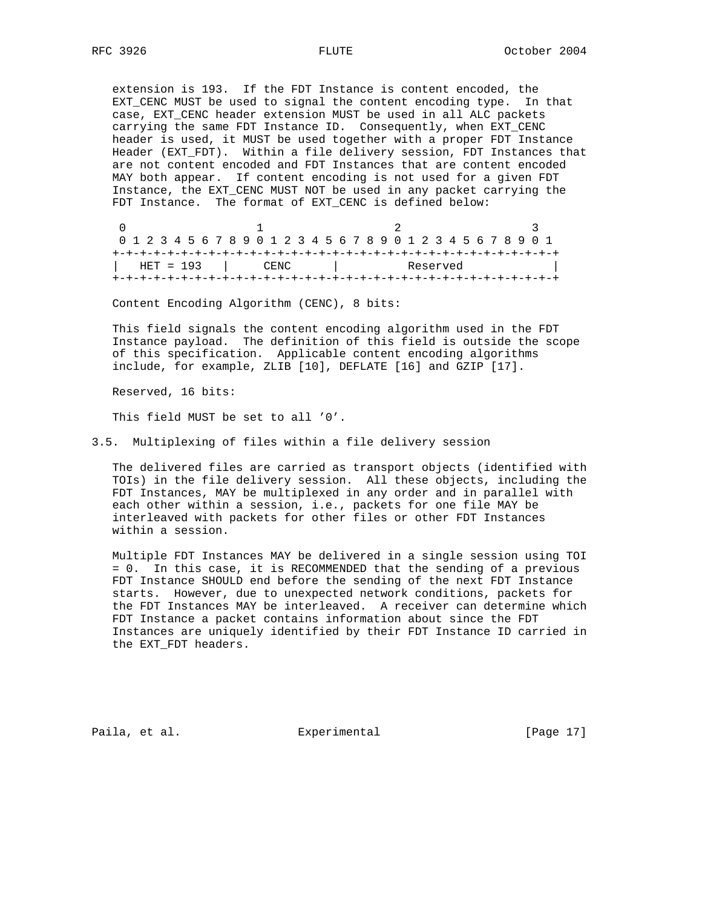extension is 193. If the FDT Instance is content encoded, the EXT_CENC MUST be used to signal the content encoding type. In that case, EXT_CENC header extension MUST be used in all ALC packets carrying the same FDT Instance ID. Consequently, when EXT_CENC header is used, it MUST be used together with a proper FDT Instance Header (EXT_FDT). Within a file delivery session, FDT Instances that are not content encoded and FDT Instances that are content encoded MAY both appear. If content encoding is not used for a given FDT Instance, the EXT_CENC MUST NOT be used in any packet carrying the FDT Instance. The format of EXT_CENC is defined below:

```
 0                   1                   2                   3
 0 1 2 3 4 5 6 7 8 9 0 1 2 3 4 5 6 7 8 9 0 1 2 3 4 5 6 7 8 9 0 1
+-+-+-+-+-+-+-+-+-+-+-+-+-+-+-+-+-+-+-+-+-+-+-+-+-+-+-+-+-+-+-+-+
|   HET = 193   |     CENC      |          Reserved             |
+-+-+-+-+-+-+-+-+-+-+-+-+-+-+-+-+-+-+-+-+-+-+-+-+-+-+-+-+-+-+-+-+
```

Content Encoding Algorithm (CENC), 8 bits:

This field signals the content encoding algorithm used in the FDT Instance payload. The definition of this field is outside the scope of this specification. Applicable content encoding algorithms include, for example, ZLIB [10], DEFLATE [16] and GZIP [17].

Reserved, 16 bits:

This field MUST be set to all '0'.

## 3.5. Multiplexing of files within a file delivery session

The delivered files are carried as transport objects (identified with TOIs) in the file delivery session. All these objects, including the FDT Instances, MAY be multiplexed in any order and in parallel with each other within a session, i.e., packets for one file MAY be interleaved with packets for other files or other FDT Instances within a session.

Multiple FDT Instances MAY be delivered in a single session using TOI = 0. In this case, it is RECOMMENDED that the sending of a previous FDT Instance SHOULD end before the sending of the next FDT Instance starts. However, due to unexpected network conditions, packets for the FDT Instances MAY be interleaved. A receiver can determine which FDT Instance a packet contains information about since the FDT Instances are uniquely identified by their FDT Instance ID carried in the EXT_FDT headers.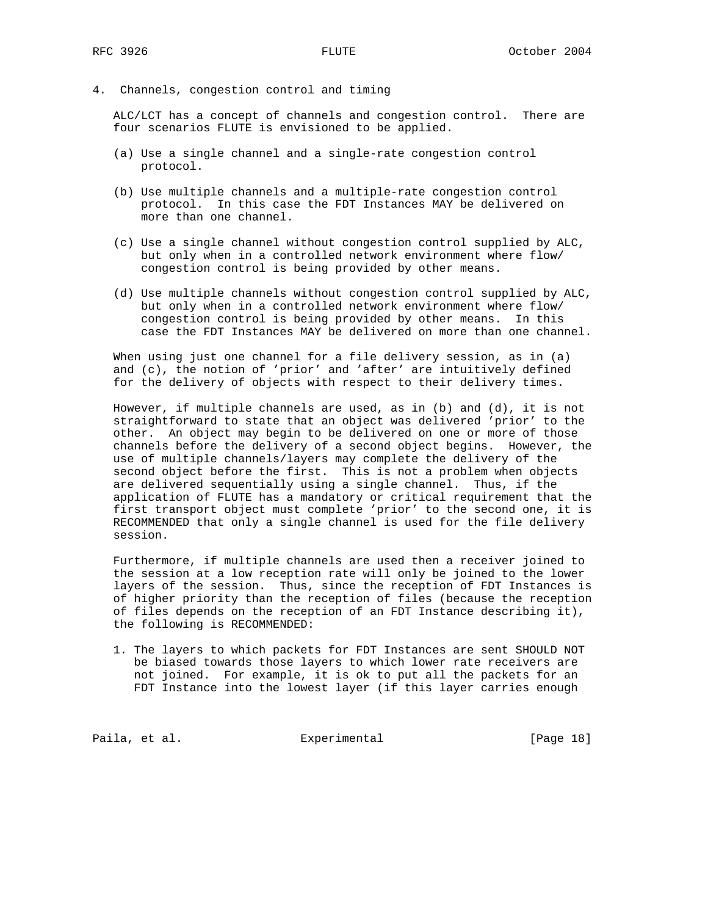## 4. Channels, congestion control and timing

ALC/LCT has a concept of channels and congestion control. There are four scenarios FLUTE is envisioned to be applied.

(a) Use a single channel and a single-rate congestion control protocol.

(b) Use multiple channels and a multiple-rate congestion control protocol. In this case the FDT Instances MAY be delivered on more than one channel.

(c) Use a single channel without congestion control supplied by ALC, but only when in a controlled network environment where flow/congestion control is being provided by other means.

(d) Use multiple channels without congestion control supplied by ALC, but only when in a controlled network environment where flow/congestion control is being provided by other means. In this case the FDT Instances MAY be delivered on more than one channel.

When using just one channel for a file delivery session, as in (a) and (c), the notion of 'prior' and 'after' are intuitively defined for the delivery of objects with respect to their delivery times.

However, if multiple channels are used, as in (b) and (d), it is not straightforward to state that an object was delivered 'prior' to the other. An object may begin to be delivered on one or more of those channels before the delivery of a second object begins. However, the use of multiple channels/layers may complete the delivery of the second object before the first. This is not a problem when objects are delivered sequentially using a single channel. Thus, if the application of FLUTE has a mandatory or critical requirement that the first transport object must complete 'prior' to the second one, it is RECOMMENDED that only a single channel is used for the file delivery session.

Furthermore, if multiple channels are used then a receiver joined to the session at a low reception rate will only be joined to the lower layers of the session. Thus, since the reception of FDT Instances is of higher priority than the reception of files (because the reception of files depends on the reception of an FDT Instance describing it), the following is RECOMMENDED:

1. The layers to which packets for FDT Instances are sent SHOULD NOT be biased towards those layers to which lower rate receivers are not joined. For example, it is ok to put all the packets for an FDT Instance into the lowest layer (if this layer carries enough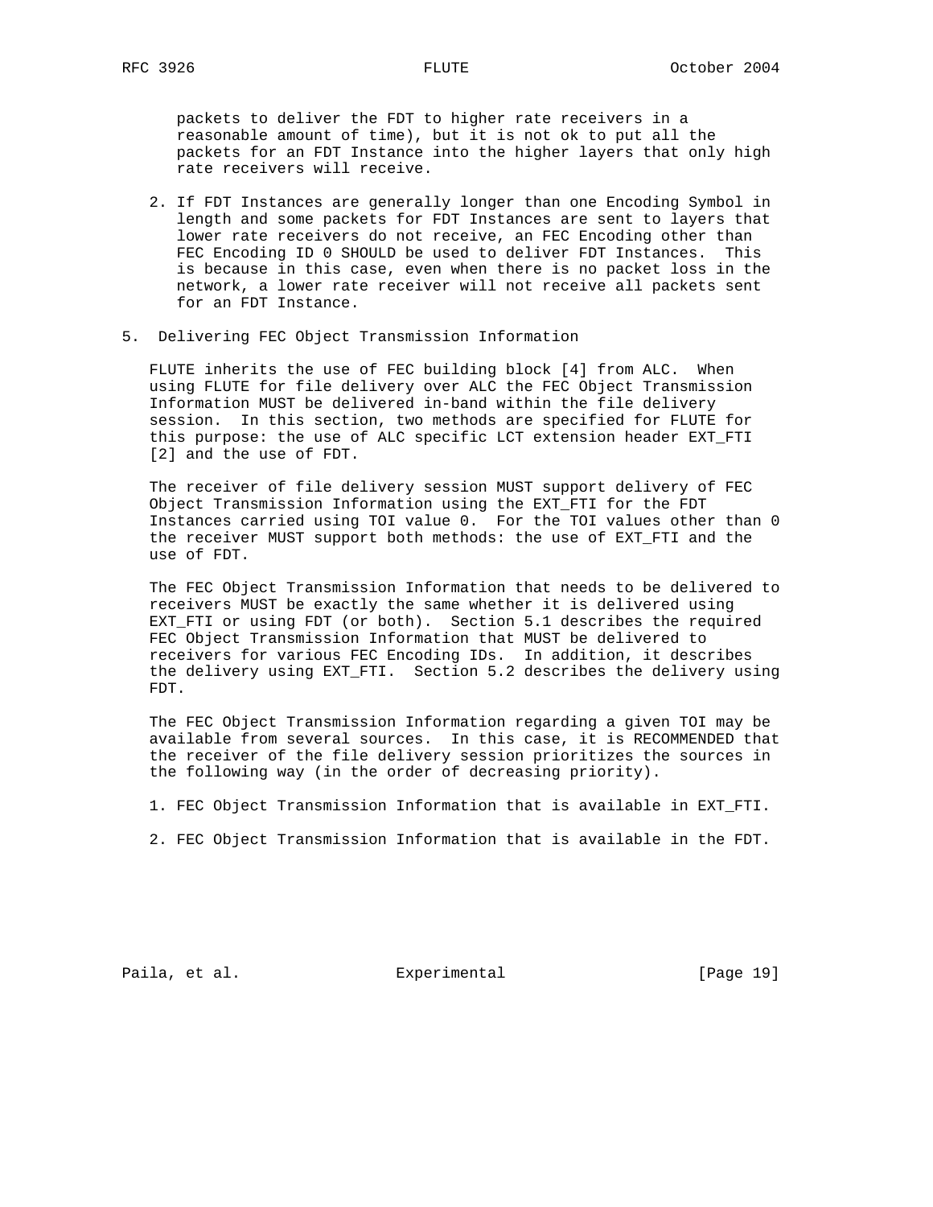packets to deliver the FDT to higher rate receivers in a reasonable amount of time), but it is not ok to put all the packets for an FDT Instance into the higher layers that only high rate receivers will receive.

2. If FDT Instances are generally longer than one Encoding Symbol in length and some packets for FDT Instances are sent to layers that lower rate receivers do not receive, an FEC Encoding other than FEC Encoding ID 0 SHOULD be used to deliver FDT Instances. This is because in this case, even when there is no packet loss in the network, a lower rate receiver will not receive all packets sent for an FDT Instance.

## 5. Delivering FEC Object Transmission Information

FLUTE inherits the use of FEC building block [4] from ALC. When using FLUTE for file delivery over ALC the FEC Object Transmission Information MUST be delivered in-band within the file delivery session. In this section, two methods are specified for FLUTE for this purpose: the use of ALC specific LCT extension header EXT_FTI [2] and the use of FDT.

The receiver of file delivery session MUST support delivery of FEC Object Transmission Information using the EXT_FTI for the FDT Instances carried using TOI value 0. For the TOI values other than 0 the receiver MUST support both methods: the use of EXT_FTI and the use of FDT.

The FEC Object Transmission Information that needs to be delivered to receivers MUST be exactly the same whether it is delivered using EXT_FTI or using FDT (or both). Section 5.1 describes the required FEC Object Transmission Information that MUST be delivered to receivers for various FEC Encoding IDs. In addition, it describes the delivery using EXT_FTI. Section 5.2 describes the delivery using FDT.

The FEC Object Transmission Information regarding a given TOI may be available from several sources. In this case, it is RECOMMENDED that the receiver of the file delivery session prioritizes the sources in the following way (in the order of decreasing priority).

1. FEC Object Transmission Information that is available in EXT_FTI.

2. FEC Object Transmission Information that is available in the FDT.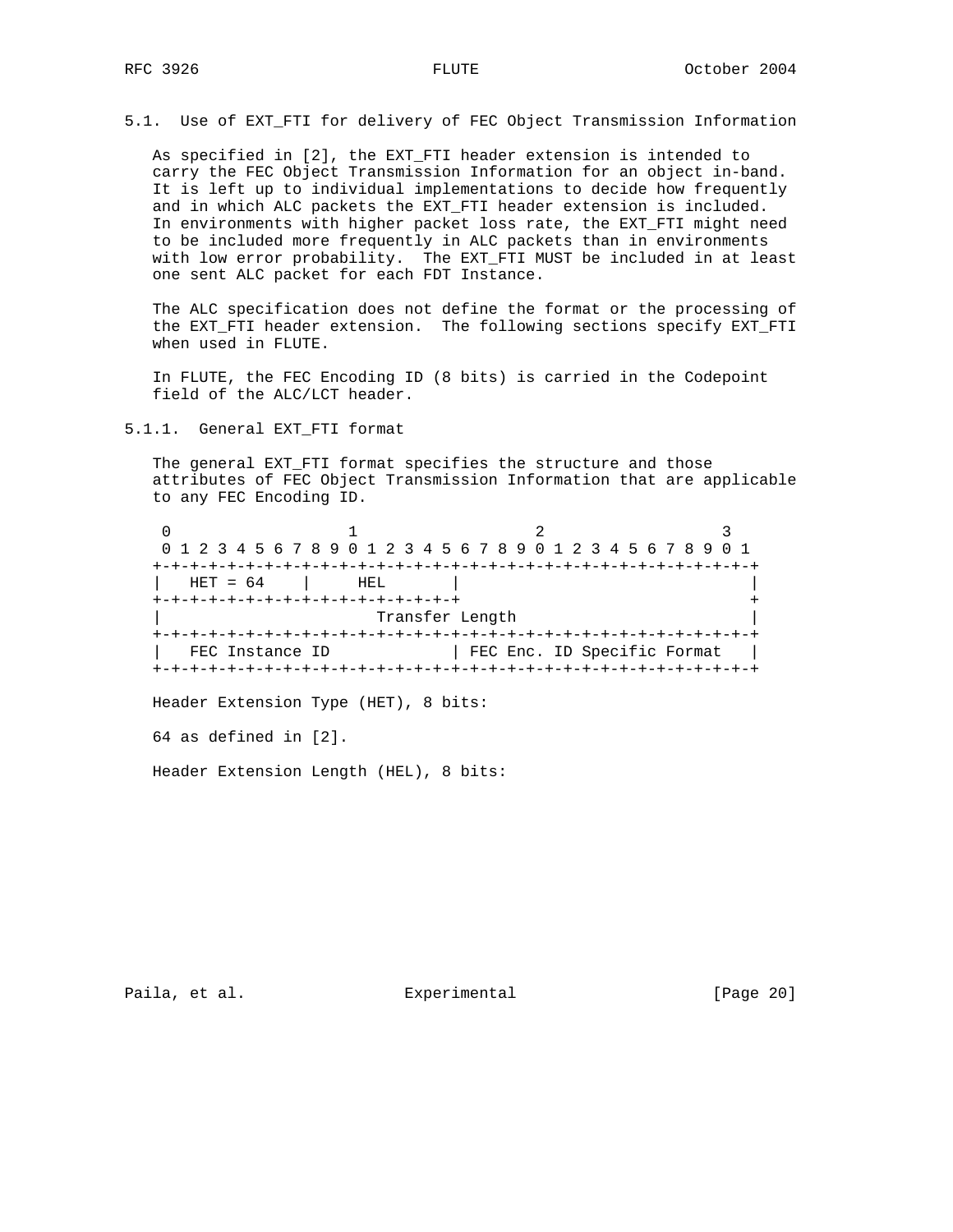### 5.1. Use of EXT_FTI for delivery of FEC Object Transmission Information

As specified in [2], the EXT_FTI header extension is intended to carry the FEC Object Transmission Information for an object in-band. It is left up to individual implementations to decide how frequently and in which ALC packets the EXT_FTI header extension is included. In environments with higher packet loss rate, the EXT_FTI might need to be included more frequently in ALC packets than in environments with low error probability. The EXT_FTI MUST be included in at least one sent ALC packet for each FDT Instance.

The ALC specification does not define the format or the processing of the EXT_FTI header extension. The following sections specify EXT_FTI when used in FLUTE.

In FLUTE, the FEC Encoding ID (8 bits) is carried in the Codepoint field of the ALC/LCT header.

#### 5.1.1. General EXT_FTI format

The general EXT_FTI format specifies the structure and those attributes of FEC Object Transmission Information that are applicable to any FEC Encoding ID.

```
 0                   1                   2                   3
 0 1 2 3 4 5 6 7 8 9 0 1 2 3 4 5 6 7 8 9 0 1 2 3 4 5 6 7 8 9 0 1
+-+-+-+-+-+-+-+-+-+-+-+-+-+-+-+-+-+-+-+-+-+-+-+-+-+-+-+-+-+-+-+-+
|   HET = 64    |     HEL       |                               |
+-+-+-+-+-+-+-+-+-+-+-+-+-+-+-+-+                               +
|                      Transfer Length                          |
+-+-+-+-+-+-+-+-+-+-+-+-+-+-+-+-+-+-+-+-+-+-+-+-+-+-+-+-+-+-+-+-+
|   FEC Instance ID             | FEC Enc. ID Specific Format   |
+-+-+-+-+-+-+-+-+-+-+-+-+-+-+-+-+-+-+-+-+-+-+-+-+-+-+-+-+-+-+-+-+
```

Header Extension Type (HET), 8 bits:

64 as defined in [2].

Header Extension Length (HEL), 8 bits: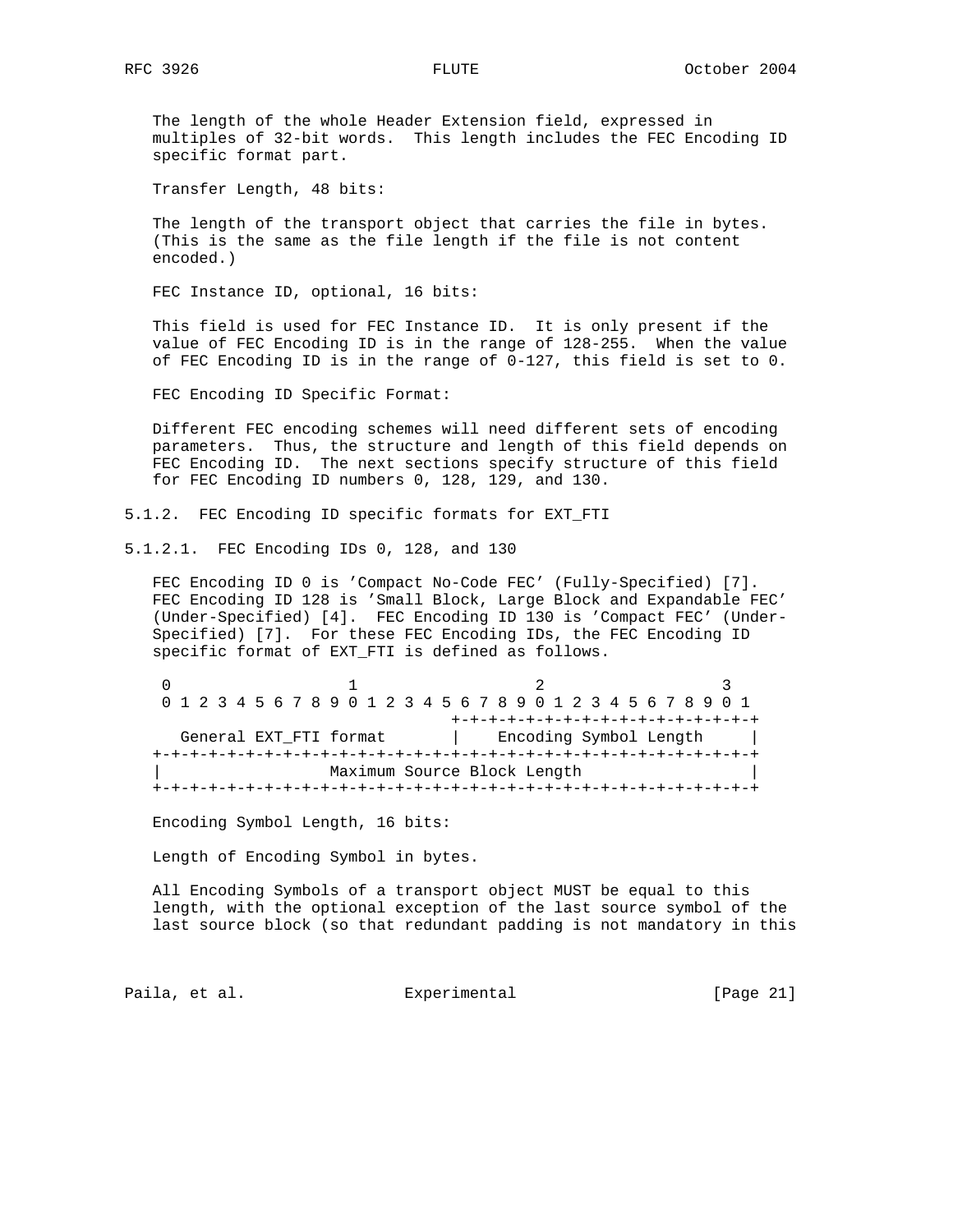The length of the whole Header Extension field, expressed in multiples of 32-bit words. This length includes the FEC Encoding ID specific format part.

Transfer Length, 48 bits:

The length of the transport object that carries the file in bytes. (This is the same as the file length if the file is not content encoded.)

FEC Instance ID, optional, 16 bits:

This field is used for FEC Instance ID. It is only present if the value of FEC Encoding ID is in the range of 128-255. When the value of FEC Encoding ID is in the range of 0-127, this field is set to 0.

FEC Encoding ID Specific Format:

Different FEC encoding schemes will need different sets of encoding parameters. Thus, the structure and length of this field depends on FEC Encoding ID. The next sections specify structure of this field for FEC Encoding ID numbers 0, 128, 129, and 130.

### 5.1.2. FEC Encoding ID specific formats for EXT_FTI

#### 5.1.2.1. FEC Encoding IDs 0, 128, and 130

FEC Encoding ID 0 is 'Compact No-Code FEC' (Fully-Specified) [7]. FEC Encoding ID 128 is 'Small Block, Large Block and Expandable FEC' (Under-Specified) [4]. FEC Encoding ID 130 is 'Compact FEC' (Under-Specified) [7]. For these FEC Encoding IDs, the FEC Encoding ID specific format of EXT_FTI is defined as follows.

```
 0                   1                   2                   3
 0 1 2 3 4 5 6 7 8 9 0 1 2 3 4 5 6 7 8 9 0 1 2 3 4 5 6 7 8 9 0 1
                                +-+-+-+-+-+-+-+-+-+-+-+-+-+-+-+-+
   General EXT_FTI format       |    Encoding Symbol Length     |
+-+-+-+-+-+-+-+-+-+-+-+-+-+-+-+-+-+-+-+-+-+-+-+-+-+-+-+-+-+-+-+-+
|                  Maximum Source Block Length                  |
+-+-+-+-+-+-+-+-+-+-+-+-+-+-+-+-+-+-+-+-+-+-+-+-+-+-+-+-+-+-+-+-+
```

Encoding Symbol Length, 16 bits:

Length of Encoding Symbol in bytes.

All Encoding Symbols of a transport object MUST be equal to this length, with the optional exception of the last source symbol of the last source block (so that redundant padding is not mandatory in this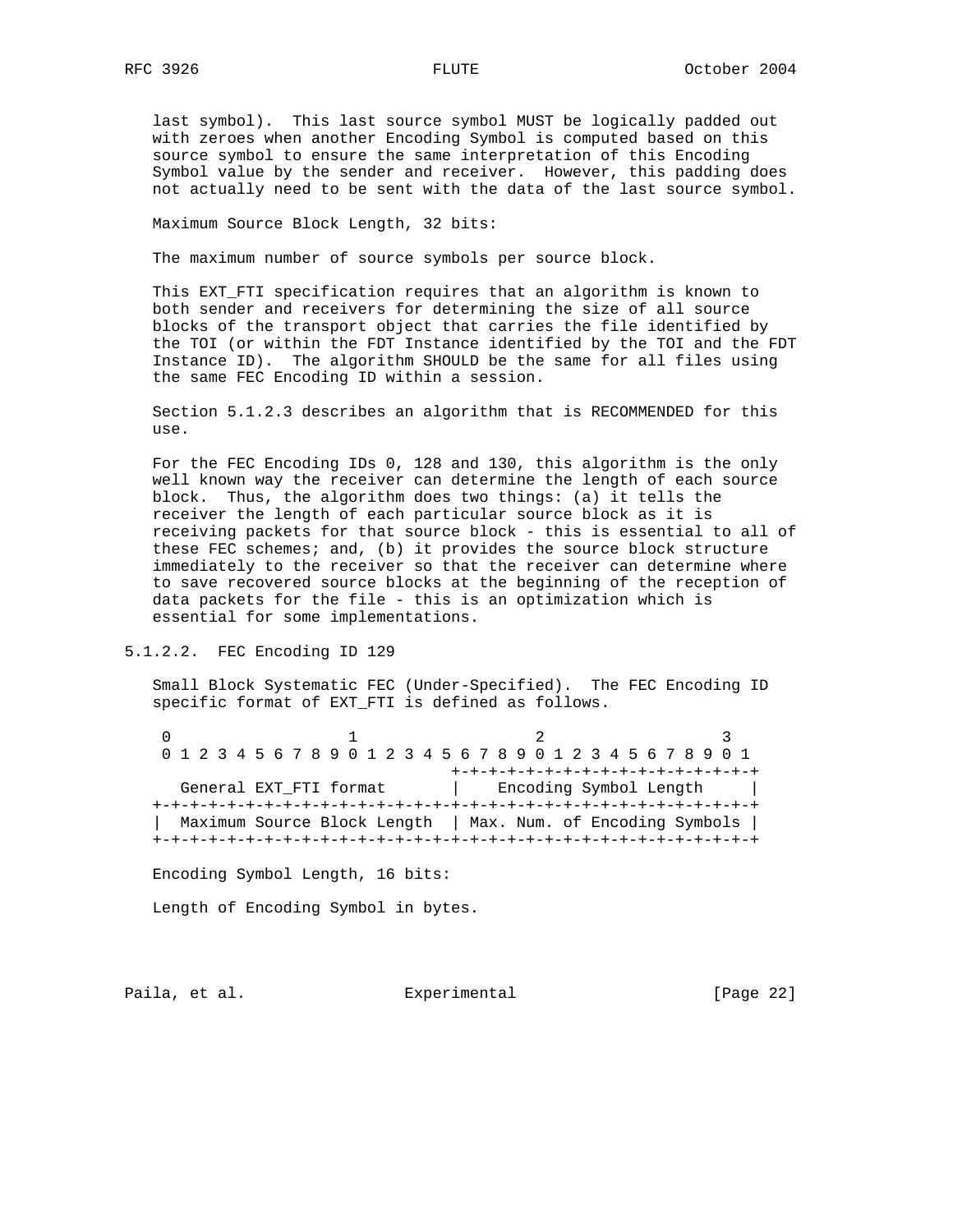last symbol). This last source symbol MUST be logically padded out with zeroes when another Encoding Symbol is computed based on this source symbol to ensure the same interpretation of this Encoding Symbol value by the sender and receiver. However, this padding does not actually need to be sent with the data of the last source symbol.

Maximum Source Block Length, 32 bits:

The maximum number of source symbols per source block.

This EXT_FTI specification requires that an algorithm is known to both sender and receivers for determining the size of all source blocks of the transport object that carries the file identified by the TOI (or within the FDT Instance identified by the TOI and the FDT Instance ID). The algorithm SHOULD be the same for all files using the same FEC Encoding ID within a session.

Section 5.1.2.3 describes an algorithm that is RECOMMENDED for this use.

For the FEC Encoding IDs 0, 128 and 130, this algorithm is the only well known way the receiver can determine the length of each source block. Thus, the algorithm does two things: (a) it tells the receiver the length of each particular source block as it is receiving packets for that source block - this is essential to all of these FEC schemes; and, (b) it provides the source block structure immediately to the receiver so that the receiver can determine where to save recovered source blocks at the beginning of the reception of data packets for the file - this is an optimization which is essential for some implementations.

### 5.1.2.2. FEC Encoding ID 129

Small Block Systematic FEC (Under-Specified). The FEC Encoding ID specific format of EXT_FTI is defined as follows.

```
 0                   1                   2                   3
 0 1 2 3 4 5 6 7 8 9 0 1 2 3 4 5 6 7 8 9 0 1 2 3 4 5 6 7 8 9 0 1
                                +-+-+-+-+-+-+-+-+-+-+-+-+-+-+-+-+
   General EXT_FTI format       |    Encoding Symbol Length     |
+-+-+-+-+-+-+-+-+-+-+-+-+-+-+-+-+-+-+-+-+-+-+-+-+-+-+-+-+-+-+-+-+
|  Maximum Source Block Length  | Max. Num. of Encoding Symbols |
+-+-+-+-+-+-+-+-+-+-+-+-+-+-+-+-+-+-+-+-+-+-+-+-+-+-+-+-+-+-+-+-+
```

Encoding Symbol Length, 16 bits:

Length of Encoding Symbol in bytes.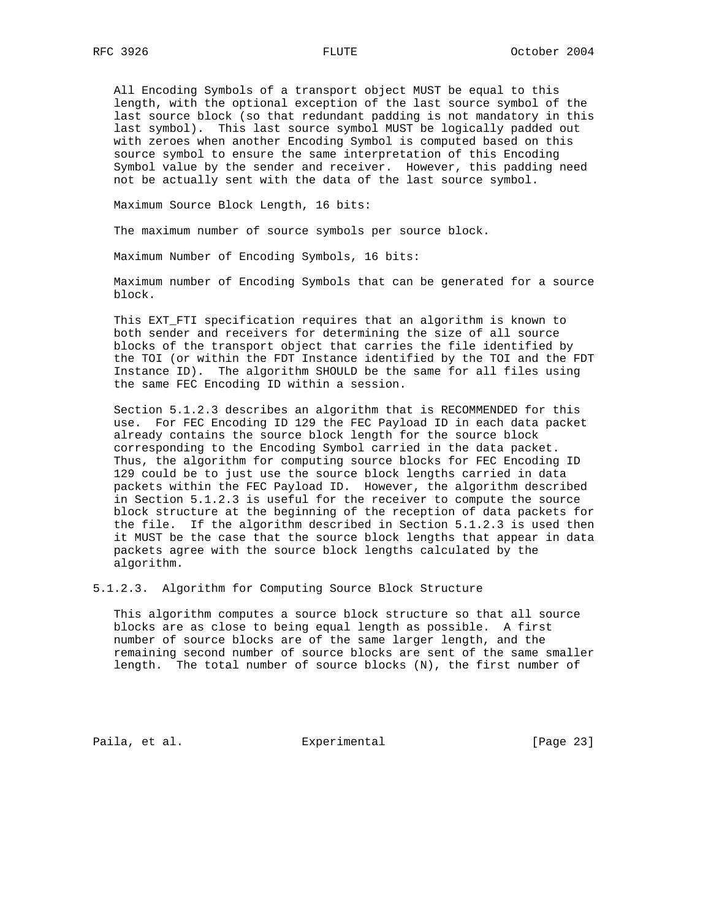All Encoding Symbols of a transport object MUST be equal to this length, with the optional exception of the last source symbol of the last source block (so that redundant padding is not mandatory in this last symbol). This last source symbol MUST be logically padded out with zeroes when another Encoding Symbol is computed based on this source symbol to ensure the same interpretation of this Encoding Symbol value by the sender and receiver. However, this padding need not be actually sent with the data of the last source symbol.

Maximum Source Block Length, 16 bits:

The maximum number of source symbols per source block.

Maximum Number of Encoding Symbols, 16 bits:

Maximum number of Encoding Symbols that can be generated for a source block.

This EXT_FTI specification requires that an algorithm is known to both sender and receivers for determining the size of all source blocks of the transport object that carries the file identified by the TOI (or within the FDT Instance identified by the TOI and the FDT Instance ID). The algorithm SHOULD be the same for all files using the same FEC Encoding ID within a session.

Section 5.1.2.3 describes an algorithm that is RECOMMENDED for this use. For FEC Encoding ID 129 the FEC Payload ID in each data packet already contains the source block length for the source block corresponding to the Encoding Symbol carried in the data packet. Thus, the algorithm for computing source blocks for FEC Encoding ID 129 could be to just use the source block lengths carried in data packets within the FEC Payload ID. However, the algorithm described in Section 5.1.2.3 is useful for the receiver to compute the source block structure at the beginning of the reception of data packets for the file. If the algorithm described in Section 5.1.2.3 is used then it MUST be the case that the source block lengths that appear in data packets agree with the source block lengths calculated by the algorithm.

#### 5.1.2.3. Algorithm for Computing Source Block Structure

This algorithm computes a source block structure so that all source blocks are as close to being equal length as possible. A first number of source blocks are of the same larger length, and the remaining second number of source blocks are sent of the same smaller length. The total number of source blocks (N), the first number of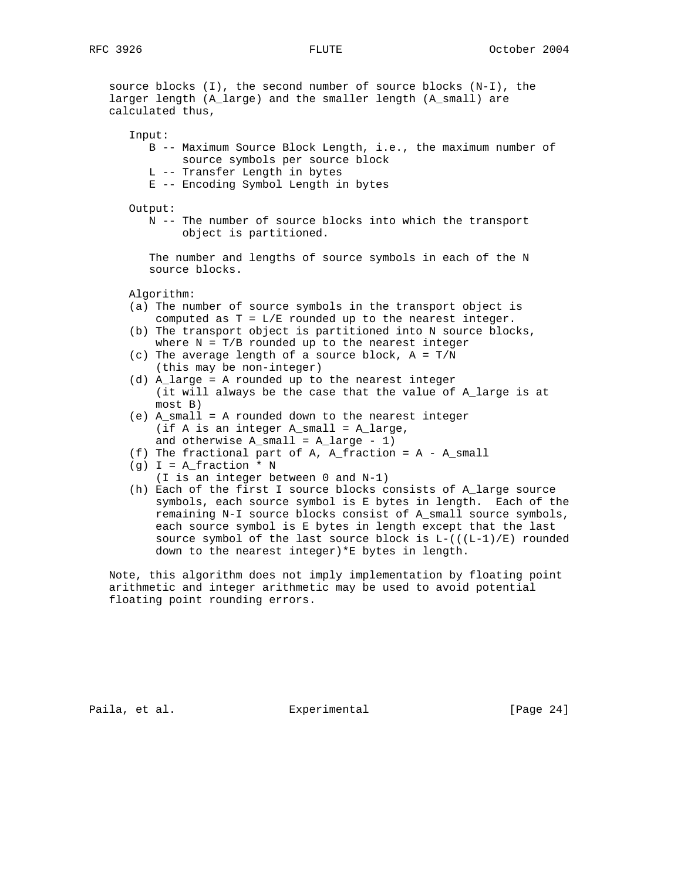source blocks (I), the second number of source blocks (N-I), the larger length (A_large) and the smaller length (A_small) are calculated thus,

Input:

- B -- Maximum Source Block Length, i.e., the maximum number of source symbols per source block
- L -- Transfer Length in bytes
- E -- Encoding Symbol Length in bytes

Output:

- N -- The number of source blocks into which the transport object is partitioned.

The number and lengths of source symbols in each of the N source blocks.

Algorithm:

- (a) The number of source symbols in the transport object is computed as $T = L/E$ rounded up to the nearest integer.
- (b) The transport object is partitioned into N source blocks, where $N = T/B$ rounded up to the nearest integer
- (c) The average length of a source block, $A = T/N$ (this may be non-integer)
- (d) $A_{large}$ = A rounded up to the nearest integer (it will always be the case that the value of $A_{large}$ is at most B)
- (e) $A_{small}$ = A rounded down to the nearest integer (if A is an integer $A_{small} = A_{large}$, and otherwise $A_{small} = A_{large} - 1$)
- (f) The fractional part of A, $A_{fraction} = A - A_{small}$
- (g) $I = A_{fraction} * N$ (I is an integer between 0 and N-1)
- (h) Each of the first I source blocks consists of A_large source symbols, each source symbol is E bytes in length. Each of the remaining N-I source blocks consist of A_small source symbols, each source symbol is E bytes in length except that the last source symbol of the last source block is $L-(((L-1)/E)$ rounded down to the nearest integer$)*E$ bytes in length.

Note, this algorithm does not imply implementation by floating point arithmetic and integer arithmetic may be used to avoid potential floating point rounding errors.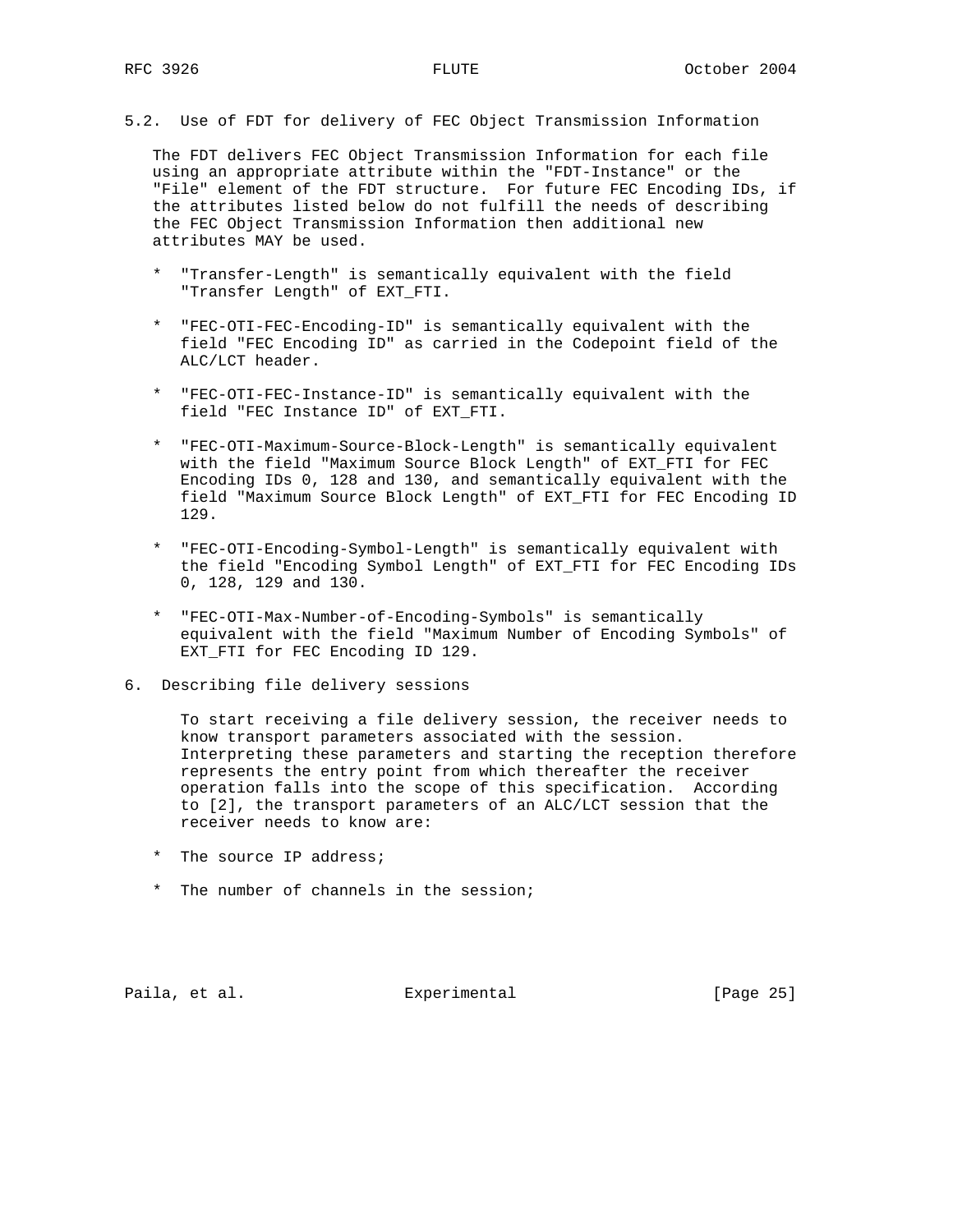## 5.2. Use of FDT for delivery of FEC Object Transmission Information

The FDT delivers FEC Object Transmission Information for each file using an appropriate attribute within the "FDT-Instance" or the "File" element of the FDT structure. For future FEC Encoding IDs, if the attributes listed below do not fulfill the needs of describing the FEC Object Transmission Information then additional new attributes MAY be used.

* "Transfer-Length" is semantically equivalent with the field "Transfer Length" of EXT_FTI.

* "FEC-OTI-FEC-Encoding-ID" is semantically equivalent with the field "FEC Encoding ID" as carried in the Codepoint field of the ALC/LCT header.

* "FEC-OTI-FEC-Instance-ID" is semantically equivalent with the field "FEC Instance ID" of EXT_FTI.

* "FEC-OTI-Maximum-Source-Block-Length" is semantically equivalent with the field "Maximum Source Block Length" of EXT_FTI for FEC Encoding IDs 0, 128 and 130, and semantically equivalent with the field "Maximum Source Block Length" of EXT_FTI for FEC Encoding ID 129.

* "FEC-OTI-Encoding-Symbol-Length" is semantically equivalent with the field "Encoding Symbol Length" of EXT_FTI for FEC Encoding IDs 0, 128, 129 and 130.

* "FEC-OTI-Max-Number-of-Encoding-Symbols" is semantically equivalent with the field "Maximum Number of Encoding Symbols" of EXT_FTI for FEC Encoding ID 129.

# 6. Describing file delivery sessions

To start receiving a file delivery session, the receiver needs to know transport parameters associated with the session. Interpreting these parameters and starting the reception therefore represents the entry point from which thereafter the receiver operation falls into the scope of this specification. According to [2], the transport parameters of an ALC/LCT session that the receiver needs to know are:

* The source IP address;

* The number of channels in the session;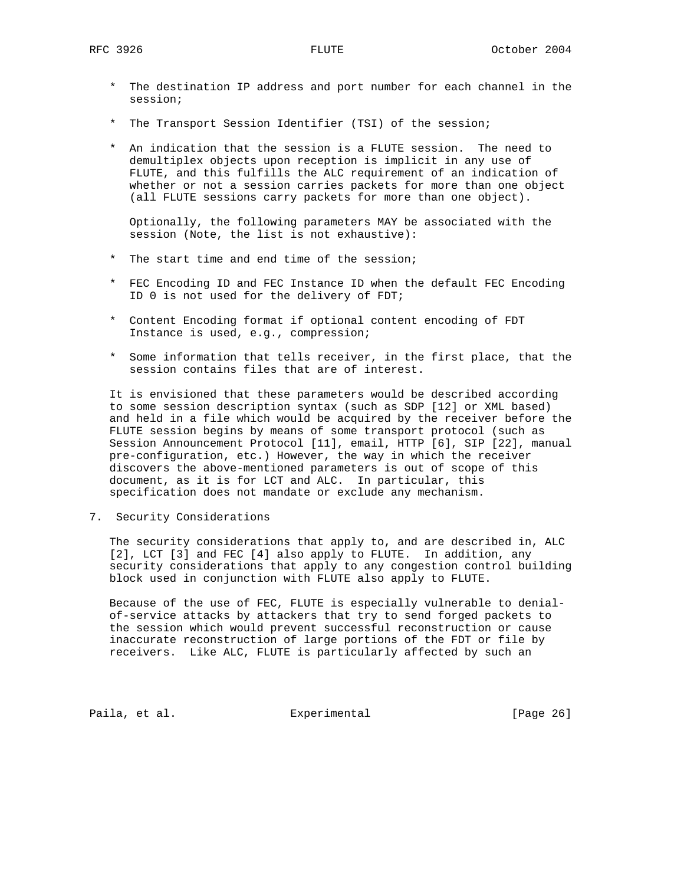* The destination IP address and port number for each channel in the session;

* The Transport Session Identifier (TSI) of the session;

* An indication that the session is a FLUTE session. The need to demultiplex objects upon reception is implicit in any use of FLUTE, and this fulfills the ALC requirement of an indication of whether or not a session carries packets for more than one object (all FLUTE sessions carry packets for more than one object).

  Optionally, the following parameters MAY be associated with the session (Note, the list is not exhaustive):

* The start time and end time of the session;

* FEC Encoding ID and FEC Instance ID when the default FEC Encoding ID 0 is not used for the delivery of FDT;

* Content Encoding format if optional content encoding of FDT Instance is used, e.g., compression;

* Some information that tells receiver, in the first place, that the session contains files that are of interest.

It is envisioned that these parameters would be described according to some session description syntax (such as SDP [12] or XML based) and held in a file which would be acquired by the receiver before the FLUTE session begins by means of some transport protocol (such as Session Announcement Protocol [11], email, HTTP [6], SIP [22], manual pre-configuration, etc.) However, the way in which the receiver discovers the above-mentioned parameters is out of scope of this document, as it is for LCT and ALC. In particular, this specification does not mandate or exclude any mechanism.

## 7. Security Considerations

The security considerations that apply to, and are described in, ALC [2], LCT [3] and FEC [4] also apply to FLUTE. In addition, any security considerations that apply to any congestion control building block used in conjunction with FLUTE also apply to FLUTE.

Because of the use of FEC, FLUTE is especially vulnerable to denial-of-service attacks by attackers that try to send forged packets to the session which would prevent successful reconstruction or cause inaccurate reconstruction of large portions of the FDT or file by receivers. Like ALC, FLUTE is particularly affected by such an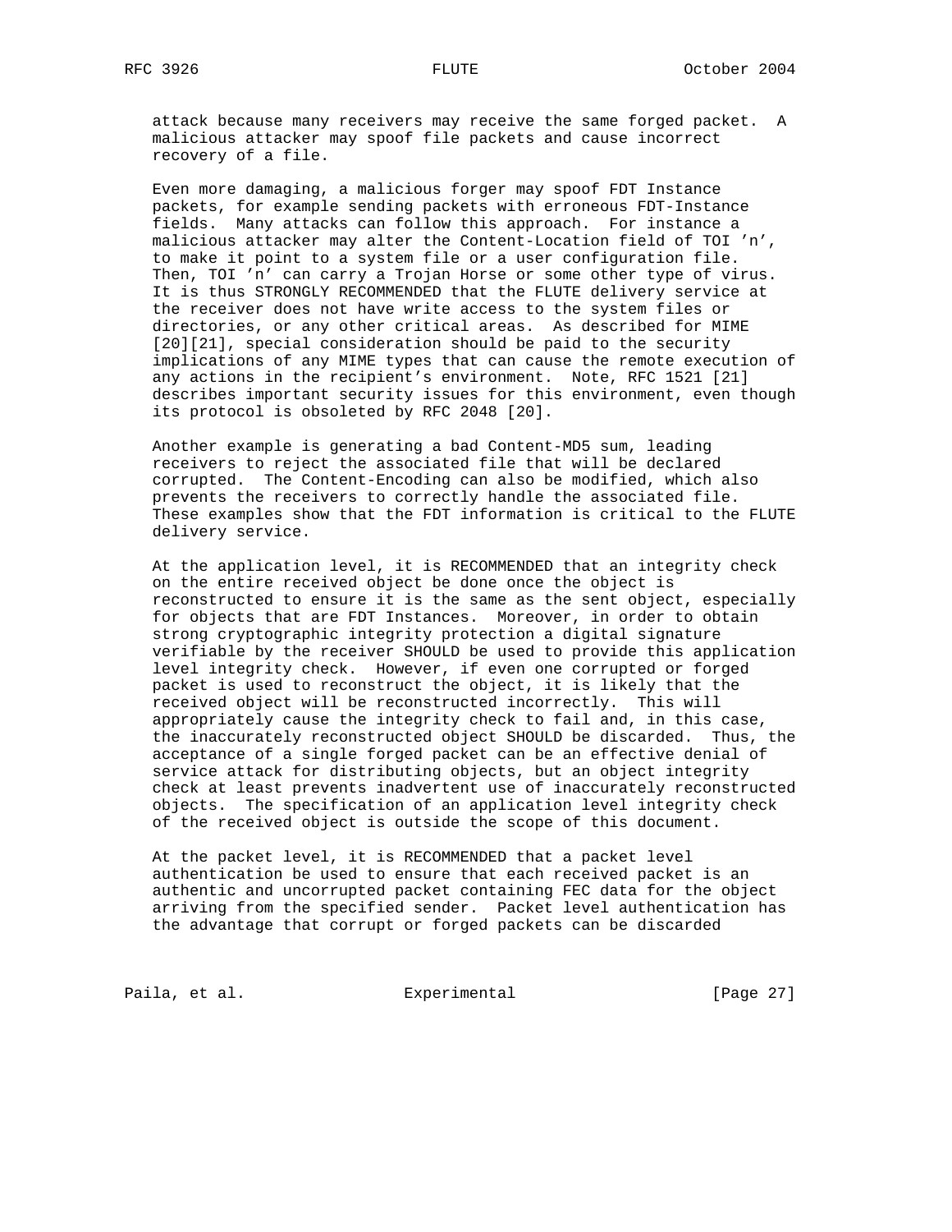attack because many receivers may receive the same forged packet. A malicious attacker may spoof file packets and cause incorrect recovery of a file.

Even more damaging, a malicious forger may spoof FDT Instance packets, for example sending packets with erroneous FDT-Instance fields. Many attacks can follow this approach. For instance a malicious attacker may alter the Content-Location field of TOI 'n', to make it point to a system file or a user configuration file. Then, TOI 'n' can carry a Trojan Horse or some other type of virus. It is thus STRONGLY RECOMMENDED that the FLUTE delivery service at the receiver does not have write access to the system files or directories, or any other critical areas. As described for MIME [20][21], special consideration should be paid to the security implications of any MIME types that can cause the remote execution of any actions in the recipient's environment. Note, RFC 1521 [21] describes important security issues for this environment, even though its protocol is obsoleted by RFC 2048 [20].

Another example is generating a bad Content-MD5 sum, leading receivers to reject the associated file that will be declared corrupted. The Content-Encoding can also be modified, which also prevents the receivers to correctly handle the associated file. These examples show that the FDT information is critical to the FLUTE delivery service.

At the application level, it is RECOMMENDED that an integrity check on the entire received object be done once the object is reconstructed to ensure it is the same as the sent object, especially for objects that are FDT Instances. Moreover, in order to obtain strong cryptographic integrity protection a digital signature verifiable by the receiver SHOULD be used to provide this application level integrity check. However, if even one corrupted or forged packet is used to reconstruct the object, it is likely that the received object will be reconstructed incorrectly. This will appropriately cause the integrity check to fail and, in this case, the inaccurately reconstructed object SHOULD be discarded. Thus, the acceptance of a single forged packet can be an effective denial of service attack for distributing objects, but an object integrity check at least prevents inadvertent use of inaccurately reconstructed objects. The specification of an application level integrity check of the received object is outside the scope of this document.

At the packet level, it is RECOMMENDED that a packet level authentication be used to ensure that each received packet is an authentic and uncorrupted packet containing FEC data for the object arriving from the specified sender. Packet level authentication has the advantage that corrupt or forged packets can be discarded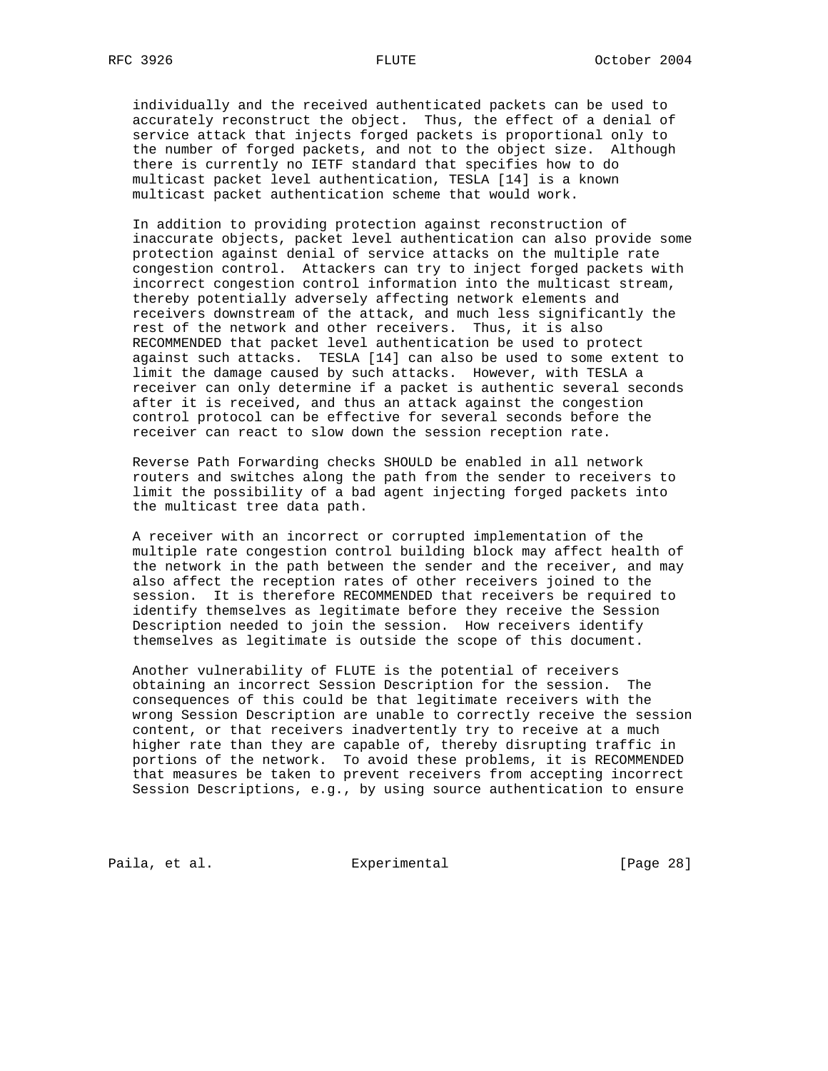individually and the received authenticated packets can be used to accurately reconstruct the object. Thus, the effect of a denial of service attack that injects forged packets is proportional only to the number of forged packets, and not to the object size. Although there is currently no IETF standard that specifies how to do multicast packet level authentication, TESLA [14] is a known multicast packet authentication scheme that would work.

In addition to providing protection against reconstruction of inaccurate objects, packet level authentication can also provide some protection against denial of service attacks on the multiple rate congestion control. Attackers can try to inject forged packets with incorrect congestion control information into the multicast stream, thereby potentially adversely affecting network elements and receivers downstream of the attack, and much less significantly the rest of the network and other receivers. Thus, it is also RECOMMENDED that packet level authentication be used to protect against such attacks. TESLA [14] can also be used to some extent to limit the damage caused by such attacks. However, with TESLA a receiver can only determine if a packet is authentic several seconds after it is received, and thus an attack against the congestion control protocol can be effective for several seconds before the receiver can react to slow down the session reception rate.

Reverse Path Forwarding checks SHOULD be enabled in all network routers and switches along the path from the sender to receivers to limit the possibility of a bad agent injecting forged packets into the multicast tree data path.

A receiver with an incorrect or corrupted implementation of the multiple rate congestion control building block may affect health of the network in the path between the sender and the receiver, and may also affect the reception rates of other receivers joined to the session. It is therefore RECOMMENDED that receivers be required to identify themselves as legitimate before they receive the Session Description needed to join the session. How receivers identify themselves as legitimate is outside the scope of this document.

Another vulnerability of FLUTE is the potential of receivers obtaining an incorrect Session Description for the session. The consequences of this could be that legitimate receivers with the wrong Session Description are unable to correctly receive the session content, or that receivers inadvertently try to receive at a much higher rate than they are capable of, thereby disrupting traffic in portions of the network. To avoid these problems, it is RECOMMENDED that measures be taken to prevent receivers from accepting incorrect Session Descriptions, e.g., by using source authentication to ensure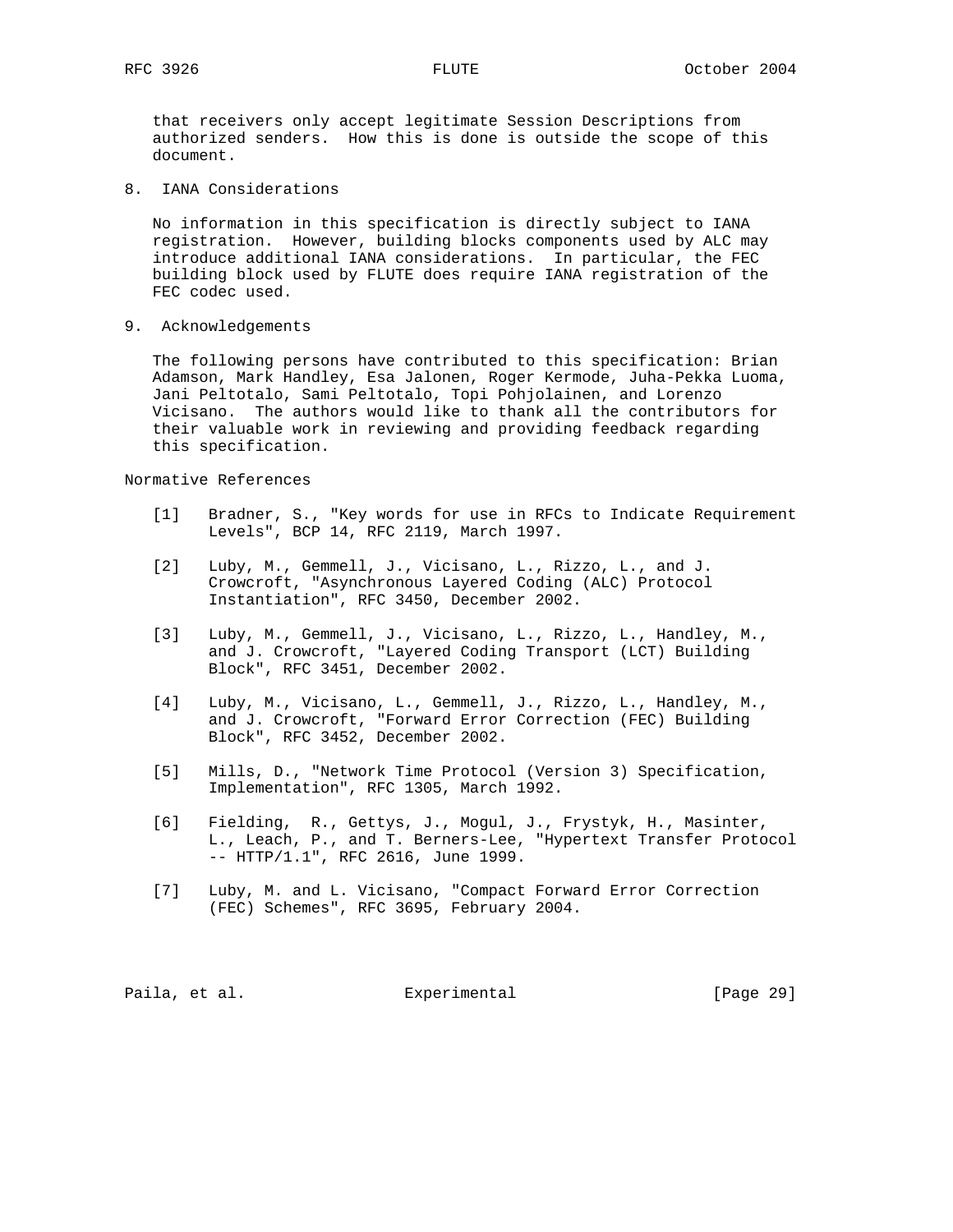that receivers only accept legitimate Session Descriptions from authorized senders. How this is done is outside the scope of this document.

## 8. IANA Considerations

No information in this specification is directly subject to IANA registration. However, building blocks components used by ALC may introduce additional IANA considerations. In particular, the FEC building block used by FLUTE does require IANA registration of the FEC codec used.

## 9. Acknowledgements

The following persons have contributed to this specification: Brian Adamson, Mark Handley, Esa Jalonen, Roger Kermode, Juha-Pekka Luoma, Jani Peltotalo, Sami Peltotalo, Topi Pohjolainen, and Lorenzo Vicisano. The authors would like to thank all the contributors for their valuable work in reviewing and providing feedback regarding this specification.

## Normative References

[1] Bradner, S., "Key words for use in RFCs to Indicate Requirement Levels", BCP 14, RFC 2119, March 1997.

[2] Luby, M., Gemmell, J., Vicisano, L., Rizzo, L., and J. Crowcroft, "Asynchronous Layered Coding (ALC) Protocol Instantiation", RFC 3450, December 2002.

[3] Luby, M., Gemmell, J., Vicisano, L., Rizzo, L., Handley, M., and J. Crowcroft, "Layered Coding Transport (LCT) Building Block", RFC 3451, December 2002.

[4] Luby, M., Vicisano, L., Gemmell, J., Rizzo, L., Handley, M., and J. Crowcroft, "Forward Error Correction (FEC) Building Block", RFC 3452, December 2002.

[5] Mills, D., "Network Time Protocol (Version 3) Specification, Implementation", RFC 1305, March 1992.

[6] Fielding, R., Gettys, J., Mogul, J., Frystyk, H., Masinter, L., Leach, P., and T. Berners-Lee, "Hypertext Transfer Protocol -- HTTP/1.1", RFC 2616, June 1999.

[7] Luby, M. and L. Vicisano, "Compact Forward Error Correction (FEC) Schemes", RFC 3695, February 2004.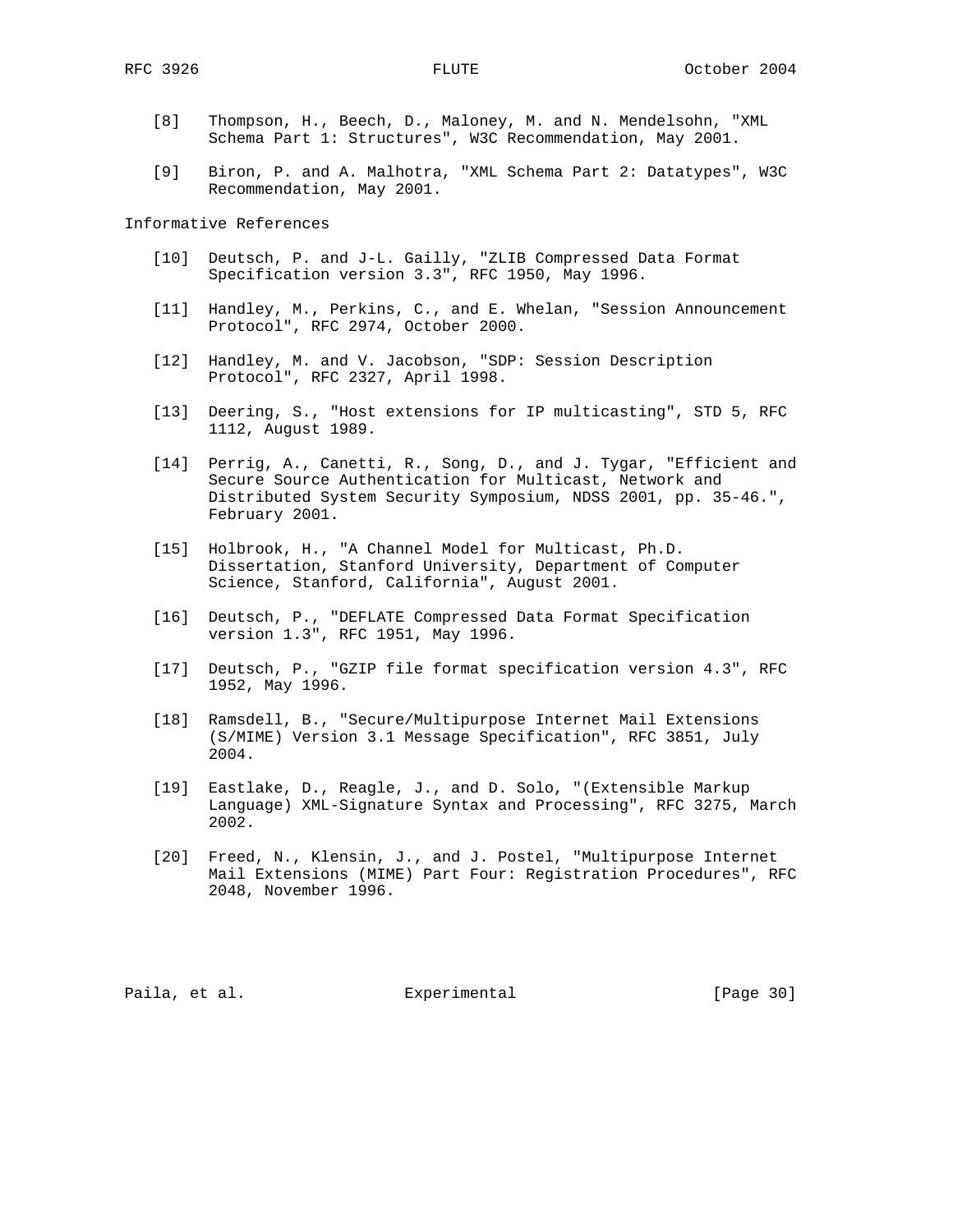[8] Thompson, H., Beech, D., Maloney, M. and N. Mendelsohn, "XML Schema Part 1: Structures", W3C Recommendation, May 2001.

[9] Biron, P. and A. Malhotra, "XML Schema Part 2: Datatypes", W3C Recommendation, May 2001.

Informative References

[10] Deutsch, P. and J-L. Gailly, "ZLIB Compressed Data Format Specification version 3.3", RFC 1950, May 1996.

[11] Handley, M., Perkins, C., and E. Whelan, "Session Announcement Protocol", RFC 2974, October 2000.

[12] Handley, M. and V. Jacobson, "SDP: Session Description Protocol", RFC 2327, April 1998.

[13] Deering, S., "Host extensions for IP multicasting", STD 5, RFC 1112, August 1989.

[14] Perrig, A., Canetti, R., Song, D., and J. Tygar, "Efficient and Secure Source Authentication for Multicast, Network and Distributed System Security Symposium, NDSS 2001, pp. 35-46.", February 2001.

[15] Holbrook, H., "A Channel Model for Multicast, Ph.D. Dissertation, Stanford University, Department of Computer Science, Stanford, California", August 2001.

[16] Deutsch, P., "DEFLATE Compressed Data Format Specification version 1.3", RFC 1951, May 1996.

[17] Deutsch, P., "GZIP file format specification version 4.3", RFC 1952, May 1996.

[18] Ramsdell, B., "Secure/Multipurpose Internet Mail Extensions (S/MIME) Version 3.1 Message Specification", RFC 3851, July 2004.

[19] Eastlake, D., Reagle, J., and D. Solo, "(Extensible Markup Language) XML-Signature Syntax and Processing", RFC 3275, March 2002.

[20] Freed, N., Klensin, J., and J. Postel, "Multipurpose Internet Mail Extensions (MIME) Part Four: Registration Procedures", RFC 2048, November 1996.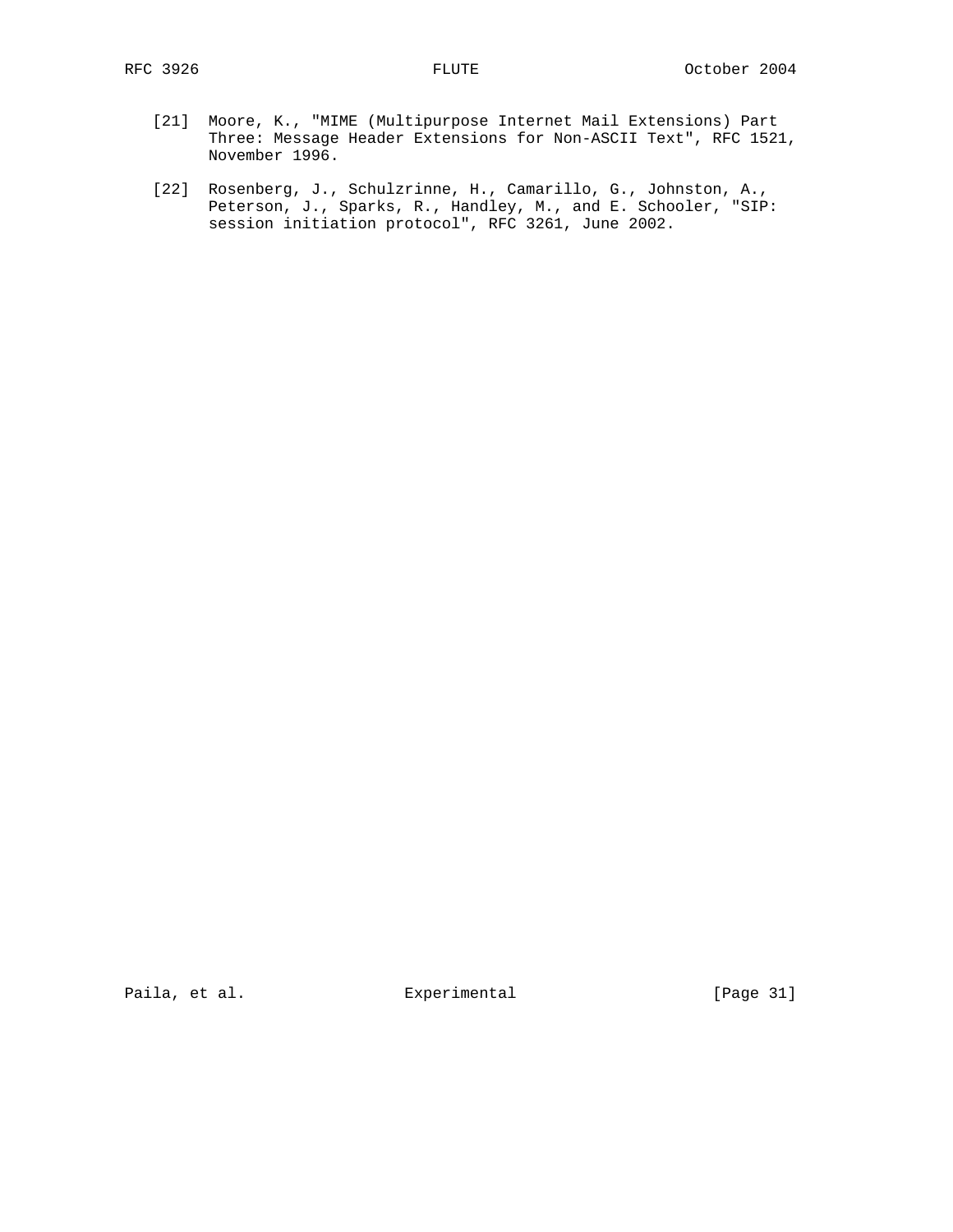[21] Moore, K., "MIME (Multipurpose Internet Mail Extensions) Part Three: Message Header Extensions for Non-ASCII Text", RFC 1521, November 1996.

[22] Rosenberg, J., Schulzrinne, H., Camarillo, G., Johnston, A., Peterson, J., Sparks, R., Handley, M., and E. Schooler, "SIP: session initiation protocol", RFC 3261, June 2002.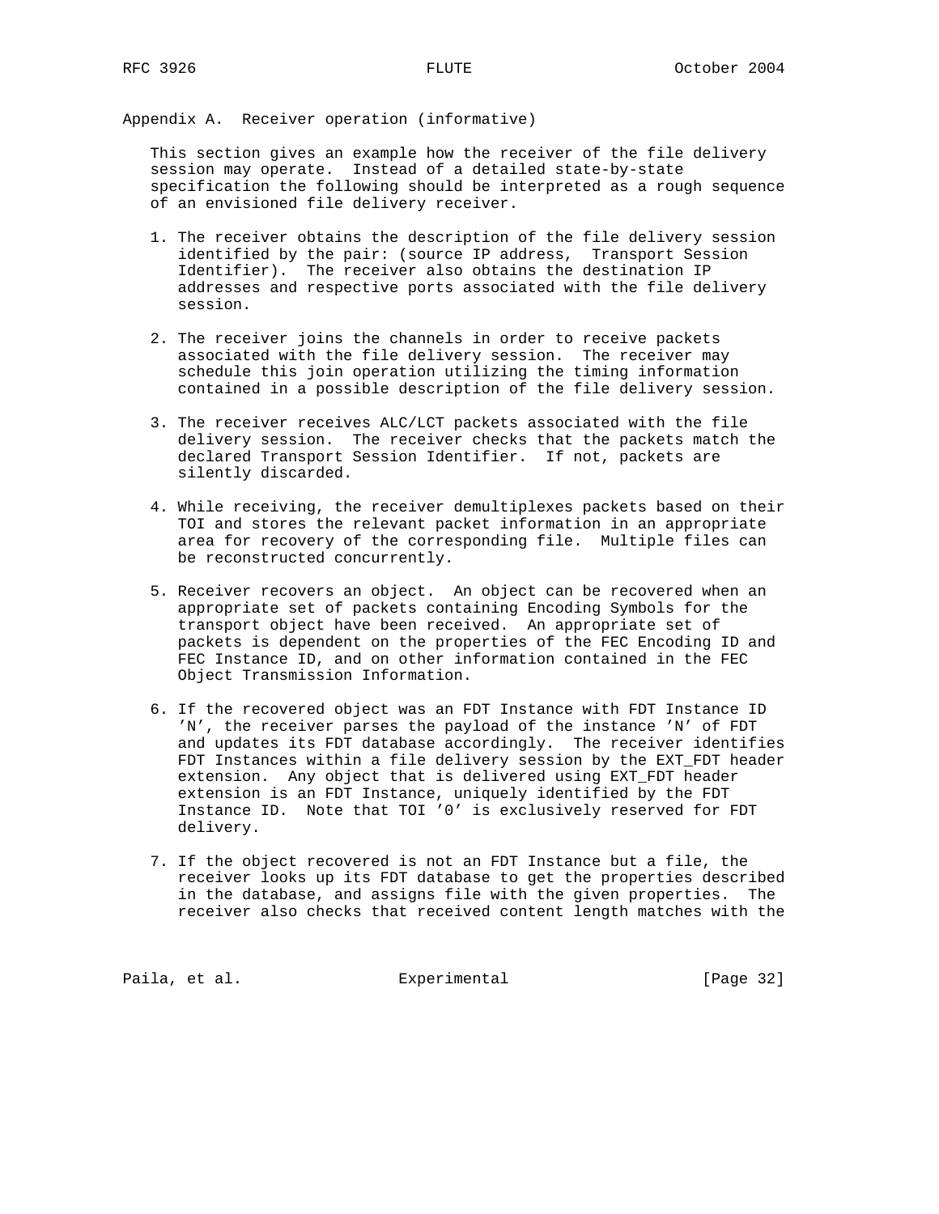## Appendix A. Receiver operation (informative)

This section gives an example how the receiver of the file delivery session may operate. Instead of a detailed state-by-state specification the following should be interpreted as a rough sequence of an envisioned file delivery receiver.

1. The receiver obtains the description of the file delivery session identified by the pair: (source IP address, Transport Session Identifier). The receiver also obtains the destination IP addresses and respective ports associated with the file delivery session.

2. The receiver joins the channels in order to receive packets associated with the file delivery session. The receiver may schedule this join operation utilizing the timing information contained in a possible description of the file delivery session.

3. The receiver receives ALC/LCT packets associated with the file delivery session. The receiver checks that the packets match the declared Transport Session Identifier. If not, packets are silently discarded.

4. While receiving, the receiver demultiplexes packets based on their TOI and stores the relevant packet information in an appropriate area for recovery of the corresponding file. Multiple files can be reconstructed concurrently.

5. Receiver recovers an object. An object can be recovered when an appropriate set of packets containing Encoding Symbols for the transport object have been received. An appropriate set of packets is dependent on the properties of the FEC Encoding ID and FEC Instance ID, and on other information contained in the FEC Object Transmission Information.

6. If the recovered object was an FDT Instance with FDT Instance ID 'N', the receiver parses the payload of the instance 'N' of FDT and updates its FDT database accordingly. The receiver identifies FDT Instances within a file delivery session by the EXT_FDT header extension. Any object that is delivered using EXT_FDT header extension is an FDT Instance, uniquely identified by the FDT Instance ID. Note that TOI '0' is exclusively reserved for FDT delivery.

7. If the object recovered is not an FDT Instance but a file, the receiver looks up its FDT database to get the properties described in the database, and assigns file with the given properties. The receiver also checks that received content length matches with the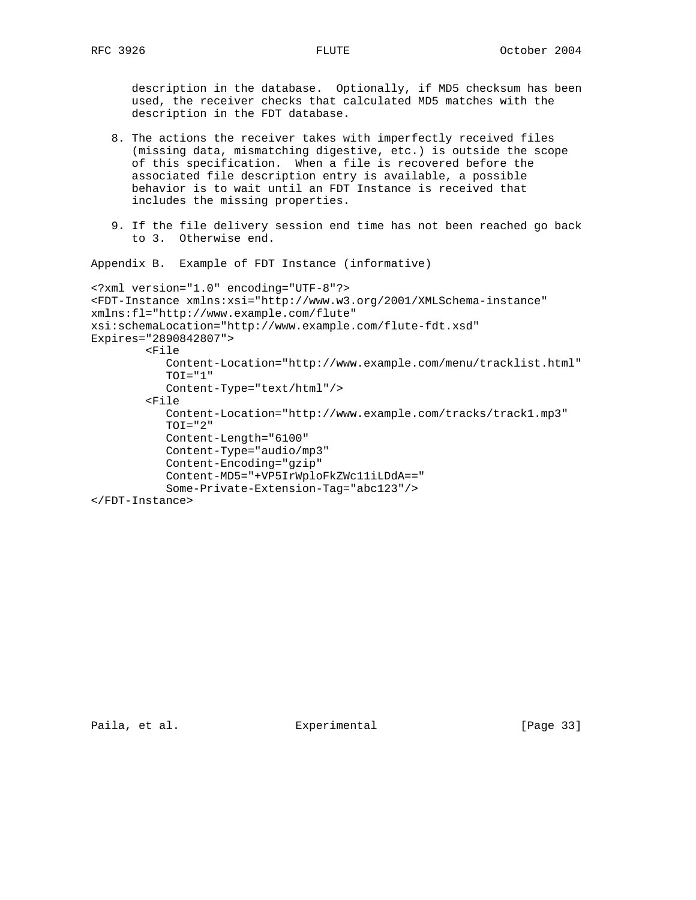description in the database. Optionally, if MD5 checksum has been used, the receiver checks that calculated MD5 matches with the description in the FDT database.

8. The actions the receiver takes with imperfectly received files (missing data, mismatching digestive, etc.) is outside the scope of this specification. When a file is recovered before the associated file description entry is available, a possible behavior is to wait until an FDT Instance is received that includes the missing properties.

9. If the file delivery session end time has not been reached go back to 3. Otherwise end.

## Appendix B. Example of FDT Instance (informative)

```
<?xml version="1.0" encoding="UTF-8"?>
<FDT-Instance xmlns:xsi="http://www.w3.org/2001/XMLSchema-instance"
xmlns:fl="http://www.example.com/flute"
xsi:schemaLocation="http://www.example.com/flute-fdt.xsd"
Expires="2890842807">
        <File
           Content-Location="http://www.example.com/menu/tracklist.html"
           TOI="1"
           Content-Type="text/html"/>
        <File
           Content-Location="http://www.example.com/tracks/track1.mp3"
           TOI="2"
           Content-Length="6100"
           Content-Type="audio/mp3"
           Content-Encoding="gzip"
           Content-MD5="+VP5IrWploFkZWc11iLDdA=="
           Some-Private-Extension-Tag="abc123"/>
</FDT-Instance>
```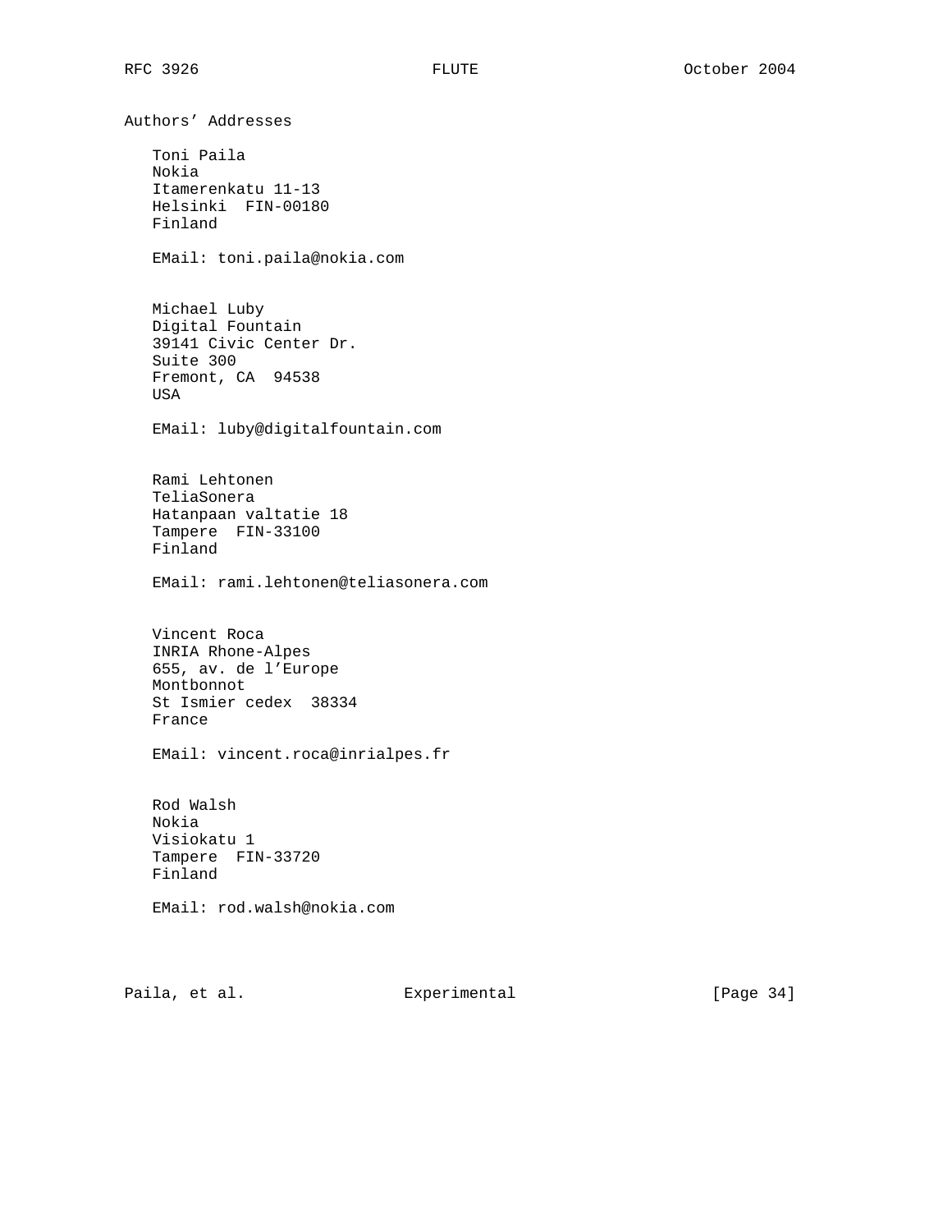## Authors' Addresses

Toni Paila
Nokia
Itamerenkatu 11-13
Helsinki  FIN-00180
Finland

EMail: toni.paila@nokia.com

Michael Luby
Digital Fountain
39141 Civic Center Dr.
Suite 300
Fremont, CA  94538
USA

EMail: luby@digitalfountain.com

Rami Lehtonen
TeliaSonera
Hatanpaan valtatie 18
Tampere  FIN-33100
Finland

EMail: rami.lehtonen@teliasonera.com

Vincent Roca
INRIA Rhone-Alpes
655, av. de l'Europe
Montbonnot
St Ismier cedex  38334
France

EMail: vincent.roca@inrialpes.fr

Rod Walsh
Nokia
Visiokatu 1
Tampere  FIN-33720
Finland

EMail: rod.walsh@nokia.com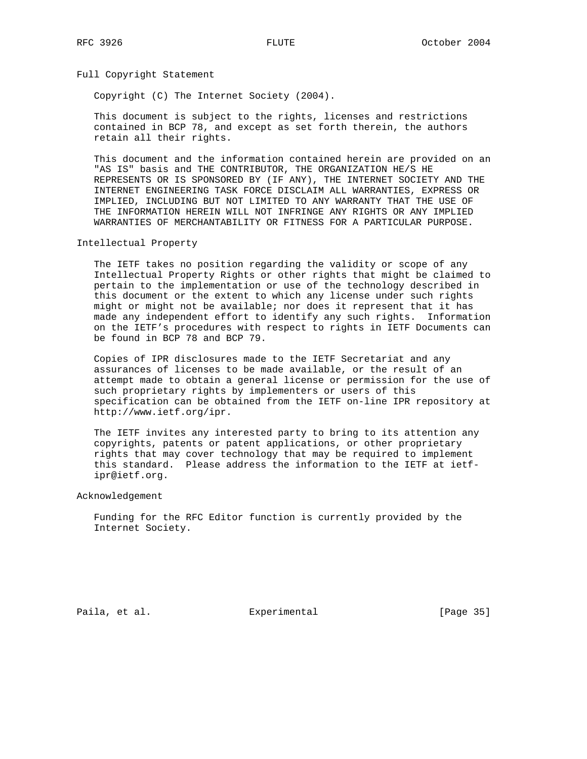## Full Copyright Statement

Copyright (C) The Internet Society (2004).

This document is subject to the rights, licenses and restrictions contained in BCP 78, and except as set forth therein, the authors retain all their rights.

This document and the information contained herein are provided on an "AS IS" basis and THE CONTRIBUTOR, THE ORGANIZATION HE/S HE REPRESENTS OR IS SPONSORED BY (IF ANY), THE INTERNET SOCIETY AND THE INTERNET ENGINEERING TASK FORCE DISCLAIM ALL WARRANTIES, EXPRESS OR IMPLIED, INCLUDING BUT NOT LIMITED TO ANY WARRANTY THAT THE USE OF THE INFORMATION HEREIN WILL NOT INFRINGE ANY RIGHTS OR ANY IMPLIED WARRANTIES OF MERCHANTABILITY OR FITNESS FOR A PARTICULAR PURPOSE.

## Intellectual Property

The IETF takes no position regarding the validity or scope of any Intellectual Property Rights or other rights that might be claimed to pertain to the implementation or use of the technology described in this document or the extent to which any license under such rights might or might not be available; nor does it represent that it has made any independent effort to identify any such rights. Information on the IETF's procedures with respect to rights in IETF Documents can be found in BCP 78 and BCP 79.

Copies of IPR disclosures made to the IETF Secretariat and any assurances of licenses to be made available, or the result of an attempt made to obtain a general license or permission for the use of such proprietary rights by implementers or users of this specification can be obtained from the IETF on-line IPR repository at http://www.ietf.org/ipr.

The IETF invites any interested party to bring to its attention any copyrights, patents or patent applications, or other proprietary rights that may cover technology that may be required to implement this standard. Please address the information to the IETF at ietf-ipr@ietf.org.

## Acknowledgement

Funding for the RFC Editor function is currently provided by the Internet Society.